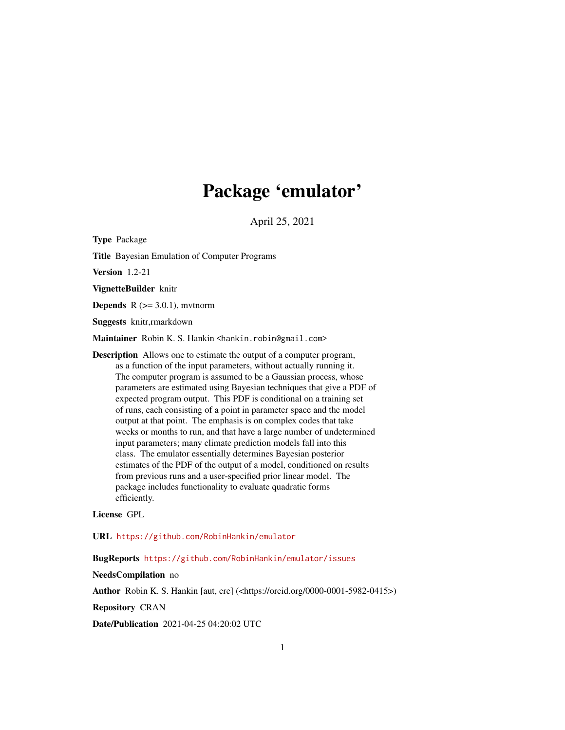# Package 'emulator'

April 25, 2021

**Type** Package

**Title** Bayesian Emulation of Computer Programs

**Version** 1.2-21

**VignetteBuilder** knitr

**Depends** R (>= 3.0.1), mvtnorm

**Suggests** knitr,rmarkdown

**Maintainer** Robin K. S. Hankin <hankin.robin@gmail.com>

**Description** Allows one to estimate the output of a computer program, as a function of the input parameters, without actually running it. The computer program is assumed to be a Gaussian process, whose parameters are estimated using Bayesian techniques that give a PDF of expected program output. This PDF is conditional on a training set of runs, each consisting of a point in parameter space and the model output at that point. The emphasis is on complex codes that take weeks or months to run, and that have a large number of undetermined input parameters; many climate prediction models fall into this class. The emulator essentially determines Bayesian posterior estimates of the PDF of the output of a model, conditioned on results from previous runs and a user-specified prior linear model. The package includes functionality to evaluate quadratic forms efficiently.

**License** GPL

**URL** https://github.com/RobinHankin/emulator

**BugReports** https://github.com/RobinHankin/emulator/issues

**NeedsCompilation** no

**Author** Robin K. S. Hankin [aut, cre] (<https://orcid.org/0000-0001-5982-0415>)

**Repository** CRAN

**Date/Publication** 2021-04-25 04:20:02 UTC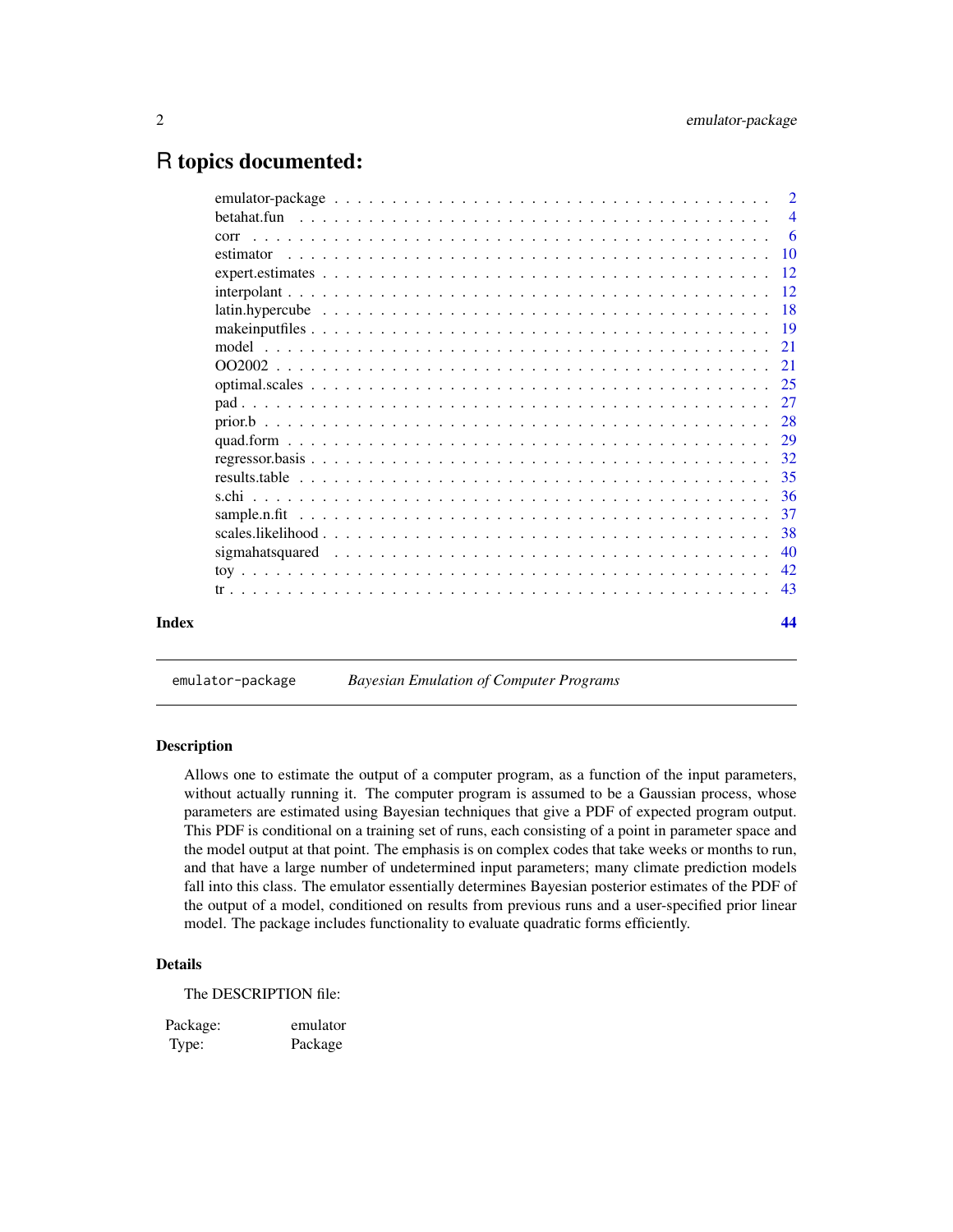# R topics documented:

| | |
|---|---|
| emulator-package | 2 |
| betahat.fun | 4 |
| corr | 6 |
| estimator | 10 |
| expert.estimates | 12 |
| interpolant | 12 |
| latin.hypercube | 18 |
| makeinputfiles | 19 |
| model | 21 |
| OO2002 | 21 |
| optimal.scales | 25 |
| pad | 27 |
| prior.b | 28 |
| quad.form | 29 |
| regressor.basis | 32 |
| results.table | 35 |
| s.chi | 36 |
| sample.n.fit | 37 |
| scales.likelihood | 38 |
| sigmahatsquared | 40 |
| toy | 42 |
| tr | 43 |
| **Index** | **44** |

---

`emulator-package` *Bayesian Emulation of Computer Programs*

---

### Description

Allows one to estimate the output of a computer program, as a function of the input parameters, without actually running it. The computer program is assumed to be a Gaussian process, whose parameters are estimated using Bayesian techniques that give a PDF of expected program output. This PDF is conditional on a training set of runs, each consisting of a point in parameter space and the model output at that point. The emphasis is on complex codes that take weeks or months to run, and that have a large number of undetermined input parameters; many climate prediction models fall into this class. The emulator essentially determines Bayesian posterior estimates of the PDF of the output of a model, conditioned on results from previous runs and a user-specified prior linear model. The package includes functionality to evaluate quadratic forms efficiently.

### Details

The DESCRIPTION file:

| | |
|---|---|
| Package: | emulator |
| Type: | Package |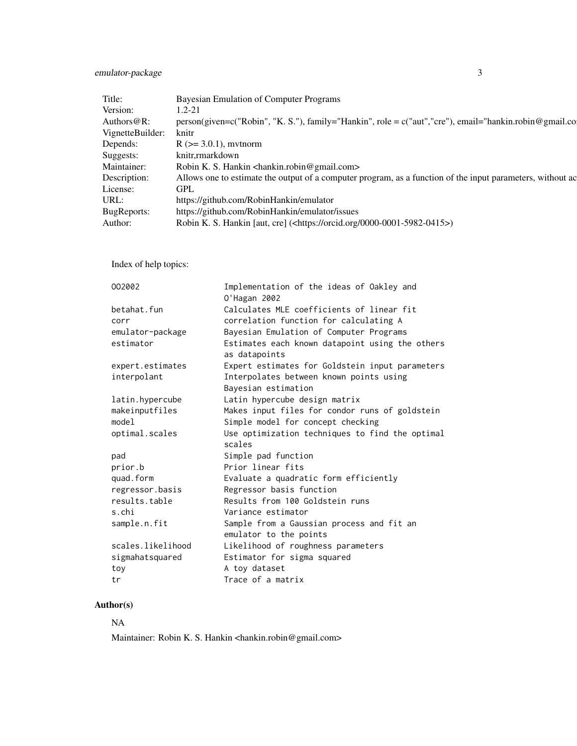| | |
|---|---|
| Title: | Bayesian Emulation of Computer Programs |
| Version: | 1.2-21 |
| Authors@R: | person(given=c("Robin", "K. S."), family="Hankin", role = c("aut","cre"), email="hankin.robin@gmail.co |
| VignetteBuilder: | knitr |
| Depends: | R (>= 3.0.1), mvtnorm |
| Suggests: | knitr,rmarkdown |
| Maintainer: | Robin K. S. Hankin <hankin.robin@gmail.com> |
| Description: | Allows one to estimate the output of a computer program, as a function of the input parameters, without ac |
| License: | GPL |
| URL: | https://github.com/RobinHankin/emulator |
| BugReports: | https://github.com/RobinHankin/emulator/issues |
| Author: | Robin K. S. Hankin [aut, cre] (<https://orcid.org/0000-0001-5982-0415>) |

Index of help topics:

```
OO2002                  Implementation of the ideas of Oakley and
                        O'Hagan 2002
betahat.fun             Calculates MLE coefficients of linear fit
corr                    correlation function for calculating A
emulator-package        Bayesian Emulation of Computer Programs
estimator               Estimates each known datapoint using the others
                        as datapoints
expert.estimates        Expert estimates for Goldstein input parameters
interpolant             Interpolates between known points using
                        Bayesian estimation
latin.hypercube         Latin hypercube design matrix
makeinputfiles          Makes input files for condor runs of goldstein
model                   Simple model for concept checking
optimal.scales          Use optimization techniques to find the optimal
                        scales
pad                     Simple pad function
prior.b                 Prior linear fits
quad.form               Evaluate a quadratic form efficiently
regressor.basis         Regressor basis function
results.table           Results from 100 Goldstein runs
s.chi                   Variance estimator
sample.n.fit            Sample from a Gaussian process and fit an
                        emulator to the points
scales.likelihood       Likelihood of roughness parameters
sigmahatsquared         Estimator for sigma squared
toy                     A toy dataset
tr                      Trace of a matrix
```

## Author(s)

NA

Maintainer: Robin K. S. Hankin <hankin.robin@gmail.com>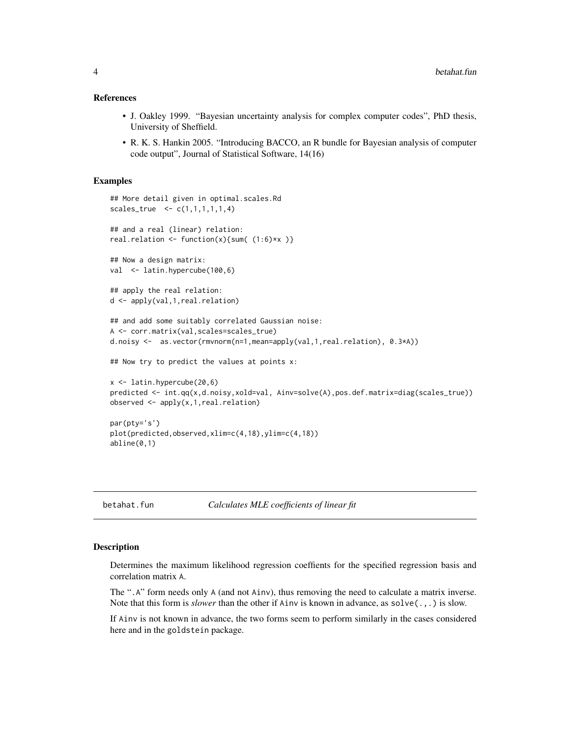### References

- J. Oakley 1999. "Bayesian uncertainty analysis for complex computer codes", PhD thesis, University of Sheffield.
- R. K. S. Hankin 2005. "Introducing BACCO, an R bundle for Bayesian analysis of computer code output", Journal of Statistical Software, 14(16)

### Examples

```
## More detail given in optimal.scales.Rd
scales_true  <- c(1,1,1,1,1,4)

## and a real (linear) relation:
real.relation <- function(x){sum( (1:6)*x )}

## Now a design matrix:
val  <- latin.hypercube(100,6)

## apply the real relation:
d <- apply(val,1,real.relation)

## and add some suitably correlated Gaussian noise:
A <- corr.matrix(val,scales=scales_true)
d.noisy <-  as.vector(rmvnorm(n=1,mean=apply(val,1,real.relation), 0.3*A))

## Now try to predict the values at points x:

x <- latin.hypercube(20,6)
predicted <- int.qq(x,d.noisy,xold=val, Ainv=solve(A),pos.def.matrix=diag(scales_true))
observed <- apply(x,1,real.relation)

par(pty='s')
plot(predicted,observed,xlim=c(4,18),ylim=c(4,18))
abline(0,1)
```

---

## betahat.fun — *Calculates MLE coefficients of linear fit*

### Description

Determines the maximum likelihood regression coeffients for the specified regression basis and correlation matrix A.

The ".A" form needs only A (and not Ainv), thus removing the need to calculate a matrix inverse. Note that this form is *slower* than the other if Ainv is known in advance, as solve(.,.) is slow.

If Ainv is not known in advance, the two forms seem to perform similarly in the cases considered here and in the goldstein package.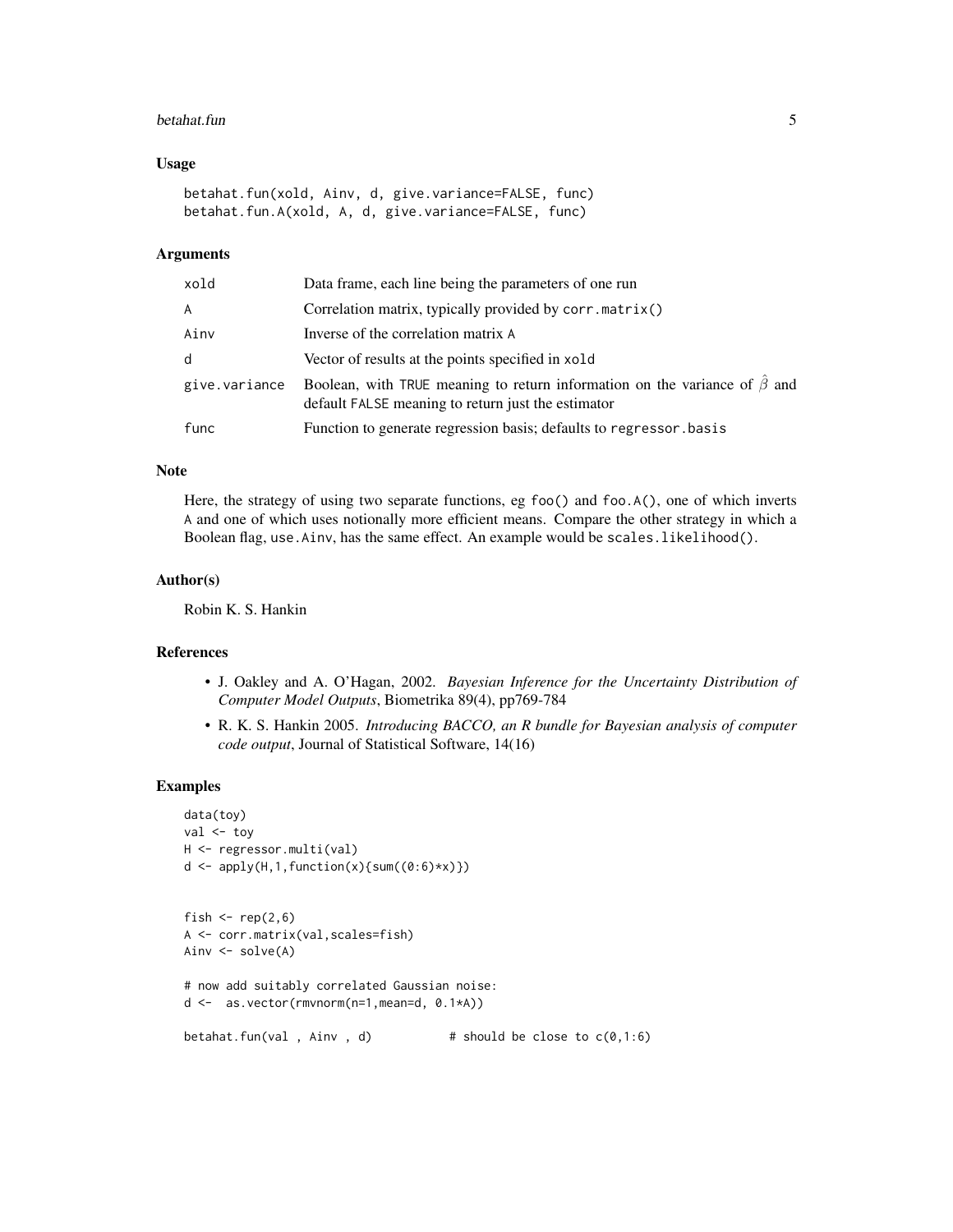## Usage

```
betahat.fun(xold, Ainv, d, give.variance=FALSE, func)
betahat.fun.A(xold, A, d, give.variance=FALSE, func)
```

## Arguments

| | |
|---|---|
| xold | Data frame, each line being the parameters of one run |
| A | Correlation matrix, typically provided by corr.matrix() |
| Ainv | Inverse of the correlation matrix A |
| d | Vector of results at the points specified in xold |
| give.variance | Boolean, with TRUE meaning to return information on the variance of $\hat{\beta}$ and default FALSE meaning to return just the estimator |
| func | Function to generate regression basis; defaults to regressor.basis |

## Note

Here, the strategy of using two separate functions, eg foo() and foo.A(), one of which inverts A and one of which uses notionally more efficient means. Compare the other strategy in which a Boolean flag, use.Ainv, has the same effect. An example would be scales.likelihood().

## Author(s)

Robin K. S. Hankin

## References

- J. Oakley and A. O'Hagan, 2002. *Bayesian Inference for the Uncertainty Distribution of Computer Model Outputs*, Biometrika 89(4), pp769-784
- R. K. S. Hankin 2005. *Introducing BACCO, an R bundle for Bayesian analysis of computer code output*, Journal of Statistical Software, 14(16)

## Examples

```
data(toy)
val <- toy
H <- regressor.multi(val)
d <- apply(H,1,function(x){sum((0:6)*x)})


fish <- rep(2,6)
A <- corr.matrix(val,scales=fish)
Ainv <- solve(A)

# now add suitably correlated Gaussian noise:
d <-  as.vector(rmvnorm(n=1,mean=d, 0.1*A))

betahat.fun(val , Ainv , d)          # should be close to c(0,1:6)
```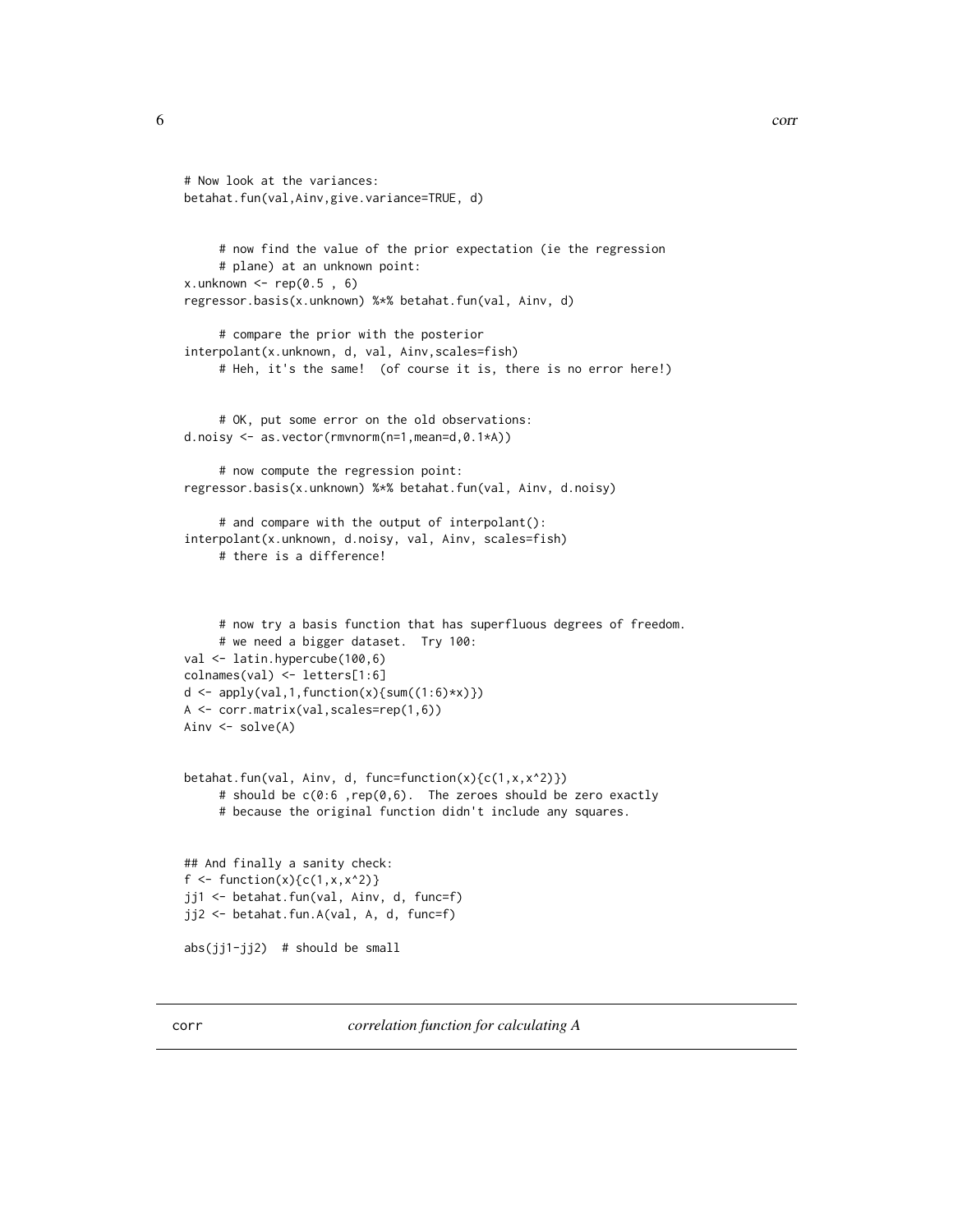```
# Now look at the variances:
betahat.fun(val,Ainv,give.variance=TRUE, d)


     # now find the value of the prior expectation (ie the regression
     # plane) at an unknown point:
x.unknown <- rep(0.5 , 6)
regressor.basis(x.unknown) %*% betahat.fun(val, Ainv, d)

     # compare the prior with the posterior
interpolant(x.unknown, d, val, Ainv,scales=fish)
     # Heh, it's the same!  (of course it is, there is no error here!)


     # OK, put some error on the old observations:
d.noisy <- as.vector(rmvnorm(n=1,mean=d,0.1*A))

     # now compute the regression point:
regressor.basis(x.unknown) %*% betahat.fun(val, Ainv, d.noisy)

     # and compare with the output of interpolant():
interpolant(x.unknown, d.noisy, val, Ainv, scales=fish)
     # there is a difference!



     # now try a basis function that has superfluous degrees of freedom.
     # we need a bigger dataset.  Try 100:
val <- latin.hypercube(100,6)
colnames(val) <- letters[1:6]
d <- apply(val,1,function(x){sum((1:6)*x)})
A <- corr.matrix(val,scales=rep(1,6))
Ainv <- solve(A)


betahat.fun(val, Ainv, d, func=function(x){c(1,x,x^2)})
     # should be c(0:6 ,rep(0,6).  The zeroes should be zero exactly
     # because the original function didn't include any squares.


## And finally a sanity check:
f <- function(x){c(1,x,x^2)}
jj1 <- betahat.fun(val, Ainv, d, func=f)
jj2 <- betahat.fun.A(val, A, d, func=f)

abs(jj1-jj2)  # should be small
```

---

corr — *correlation function for calculating A*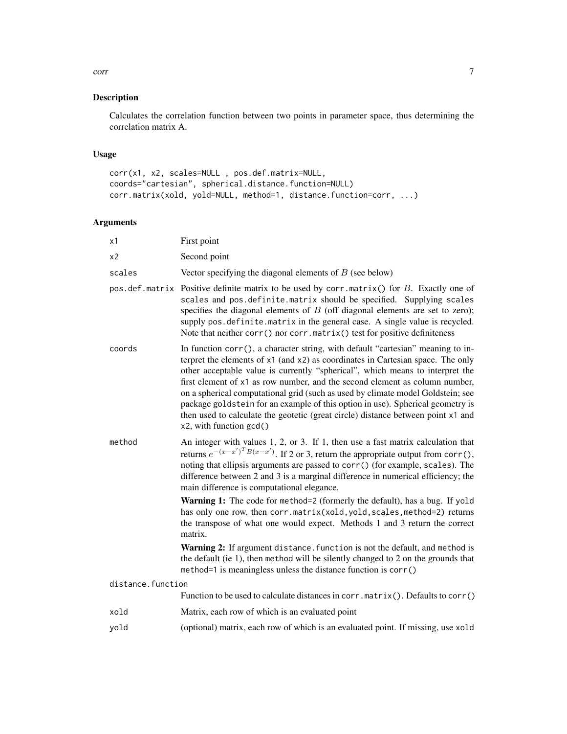## Description

Calculates the correlation function between two points in parameter space, thus determining the correlation matrix A.

## Usage

```
corr(x1, x2, scales=NULL , pos.def.matrix=NULL,
coords="cartesian", spherical.distance.function=NULL)
corr.matrix(xold, yold=NULL, method=1, distance.function=corr, ...)
```

## Arguments

`x1` First point

`x2` Second point

`scales` Vector specifying the diagonal elements of $B$ (see below)

`pos.def.matrix` Positive definite matrix to be used by `corr.matrix()` for $B$. Exactly one of `scales` and `pos.definite.matrix` should be specified. Supplying `scales` specifies the diagonal elements of $B$ (off diagonal elements are set to zero); supply `pos.definite.matrix` in the general case. A single value is recycled. Note that neither `corr()` nor `corr.matrix()` test for positive definiteness

`coords` In function `corr()`, a character string, with default "cartesian" meaning to interpret the elements of `x1` (and `x2`) as coordinates in Cartesian space. The only other acceptable value is currently "spherical", which means to interpret the first element of `x1` as row number, and the second element as column number, on a spherical computational grid (such as used by climate model Goldstein; see package `goldstein` for an example of this option in use). Spherical geometry is then used to calculate the geotetic (great circle) distance between point `x1` and `x2`, with function `gcd()`

`method` An integer with values 1, 2, or 3. If 1, then use a fast matrix calculation that returns $e^{-(x-x')^T B(x-x')}$. If 2 or 3, return the appropriate output from `corr()`, noting that ellipsis arguments are passed to `corr()` (for example, `scales`). The difference between 2 and 3 is a marginal difference in numerical efficiency; the main difference is computational elegance.

**Warning 1:** The code for `method=2` (formerly the default), has a bug. If `yold` has only one row, then `corr.matrix(xold,yold,scales,method=2)` returns the transpose of what one would expect. Methods 1 and 3 return the correct matrix.

**Warning 2:** If argument `distance.function` is not the default, and `method` is the default (ie 1), then `method` will be silently changed to 2 on the grounds that `method=1` is meaningless unless the distance function is `corr()`

`distance.function` Function to be used to calculate distances in `corr.matrix()`. Defaults to `corr()`

`xold` Matrix, each row of which is an evaluated point

`yold` (optional) matrix, each row of which is an evaluated point. If missing, use `xold`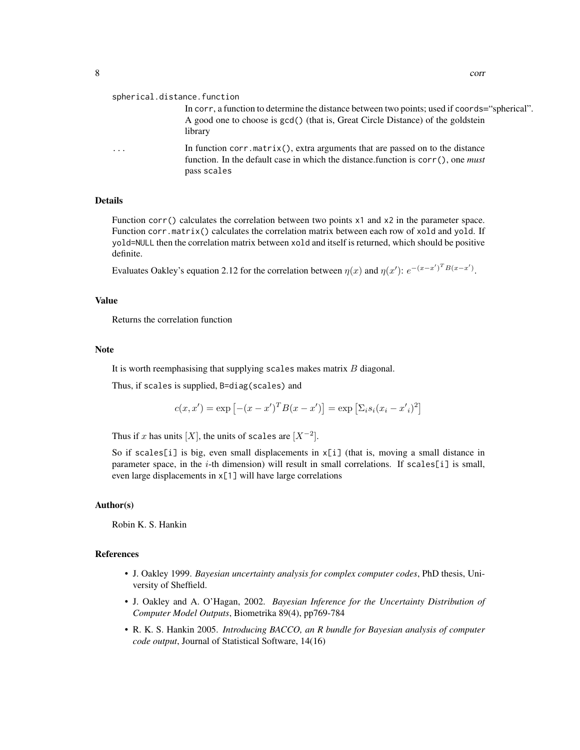spherical.distance.function

In corr, a function to determine the distance between two points; used if coords="spherical". A good one to choose is gcd() (that is, Great Circle Distance) of the goldstein library

... In function corr.matrix(), extra arguments that are passed on to the distance function. In the default case in which the distance.function is corr(), one *must* pass scales

## Details

Function corr() calculates the correlation between two points x1 and x2 in the parameter space. Function corr.matrix() calculates the correlation matrix between each row of xold and yold. If yold=NULL then the correlation matrix between xold and itself is returned, which should be positive definite.

Evaluates Oakley's equation 2.12 for the correlation between $\eta(x)$ and $\eta(x')$: $e^{-(x-x')^T B(x-x')}$.

## Value

Returns the correlation function

## Note

It is worth reemphasising that supplying scales makes matrix $B$ diagonal.

Thus, if scales is supplied, B=diag(scales) and

$$c(x, x') = \exp\left[-(x-x')^T B(x-x')\right] = \exp\left[\Sigma_i s_i (x_i - x'_i)^2\right]$$

Thus if $x$ has units $[X]$, the units of scales are $[X^{-2}]$.

So if scales[i] is big, even small displacements in x[i] (that is, moving a small distance in parameter space, in the $i$-th dimension) will result in small correlations. If scales[i] is small, even large displacements in x[1] will have large correlations

## Author(s)

Robin K. S. Hankin

## References

- J. Oakley 1999. *Bayesian uncertainty analysis for complex computer codes*, PhD thesis, University of Sheffield.
- J. Oakley and A. O'Hagan, 2002. *Bayesian Inference for the Uncertainty Distribution of Computer Model Outputs*, Biometrika 89(4), pp769-784
- R. K. S. Hankin 2005. *Introducing BACCO, an R bundle for Bayesian analysis of computer code output*, Journal of Statistical Software, 14(16)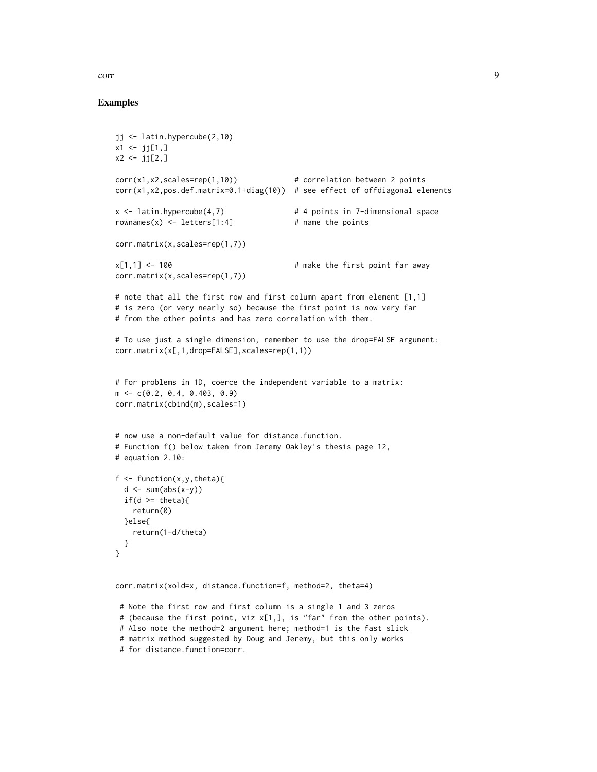## Examples

```
jj <- latin.hypercube(2,10)
x1 <- jj[1,]
x2 <- jj[2,]

corr(x1,x2,scales=rep(1,10))             # correlation between 2 points
corr(x1,x2,pos.def.matrix=0.1+diag(10))  # see effect of offdiagonal elements

x <- latin.hypercube(4,7)                # 4 points in 7-dimensional space
rownames(x) <- letters[1:4]              # name the points

corr.matrix(x,scales=rep(1,7))

x[1,1] <- 100                            # make the first point far away
corr.matrix(x,scales=rep(1,7))

# note that all the first row and first column apart from element [1,1]
# is zero (or very nearly so) because the first point is now very far
# from the other points and has zero correlation with them.

# To use just a single dimension, remember to use the drop=FALSE argument:
corr.matrix(x[,1,drop=FALSE],scales=rep(1,1))


# For problems in 1D, coerce the independent variable to a matrix:
m <- c(0.2, 0.4, 0.403, 0.9)
corr.matrix(cbind(m),scales=1)


# now use a non-default value for distance.function.
# Function f() below taken from Jeremy Oakley's thesis page 12,
# equation 2.10:

f <- function(x,y,theta){
  d <- sum(abs(x-y))
  if(d >= theta){
    return(0)
  }else{
    return(1-d/theta)
  }
}


corr.matrix(xold=x, distance.function=f, method=2, theta=4)

 # Note the first row and first column is a single 1 and 3 zeros
 # (because the first point, viz x[1,], is "far" from the other points).
 # Also note the method=2 argument here; method=1 is the fast slick
 # matrix method suggested by Doug and Jeremy, but this only works
 # for distance.function=corr.
```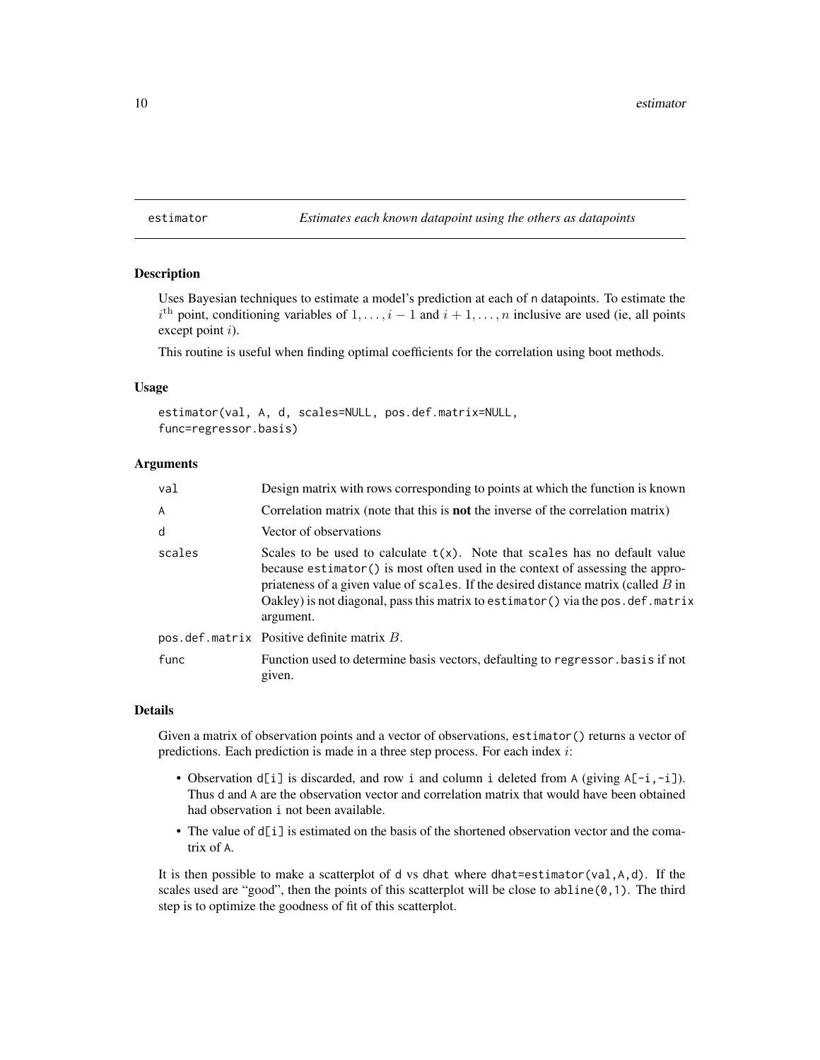# estimator — *Estimates each known datapoint using the others as datapoints*

## Description

Uses Bayesian techniques to estimate a model's prediction at each of n datapoints. To estimate the $i^{\text{th}}$ point, conditioning variables of $1, \ldots, i-1$ and $i+1, \ldots, n$ inclusive are used (ie, all points except point $i$).

This routine is useful when finding optimal coefficients for the correlation using boot methods.

## Usage

```
estimator(val, A, d, scales=NULL, pos.def.matrix=NULL,
func=regressor.basis)
```

## Arguments

| | |
|---|---|
| val | Design matrix with rows corresponding to points at which the function is known |
| A | Correlation matrix (note that this is **not** the inverse of the correlation matrix) |
| d | Vector of observations |
| scales | Scales to be used to calculate `t(x)`. Note that scales has no default value because `estimator()` is most often used in the context of assessing the appropriateness of a given value of scales. If the desired distance matrix (called $B$ in Oakley) is not diagonal, pass this matrix to `estimator()` via the `pos.def.matrix` argument. |
| pos.def.matrix | Positive definite matrix $B$. |
| func | Function used to determine basis vectors, defaulting to `regressor.basis` if not given. |

## Details

Given a matrix of observation points and a vector of observations, `estimator()` returns a vector of predictions. Each prediction is made in a three step process. For each index $i$:

- Observation `d[i]` is discarded, and row `i` and column `i` deleted from `A` (giving `A[-i,-i]`). Thus `d` and `A` are the observation vector and correlation matrix that would have been obtained had observation `i` not been available.
- The value of `d[i]` is estimated on the basis of the shortened observation vector and the comatrix of `A`.

It is then possible to make a scatterplot of `d` vs `dhat` where `dhat=estimator(val,A,d)`. If the scales used are "good", then the points of this scatterplot will be close to `abline(0,1)`. The third step is to optimize the goodness of fit of this scatterplot.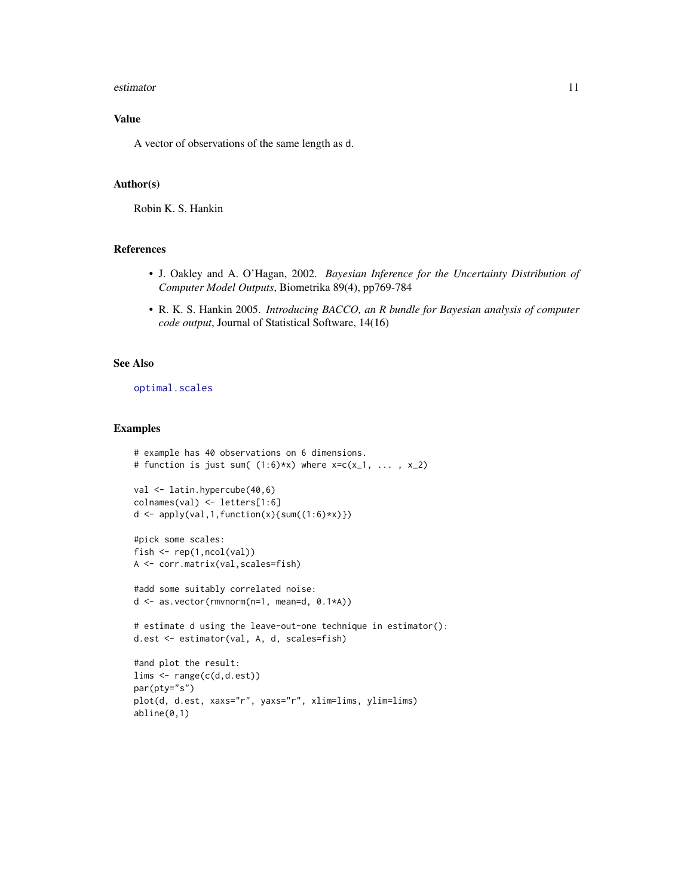## Value

A vector of observations of the same length as d.

## Author(s)

Robin K. S. Hankin

## References

- J. Oakley and A. O'Hagan, 2002. *Bayesian Inference for the Uncertainty Distribution of Computer Model Outputs*, Biometrika 89(4), pp769-784
- R. K. S. Hankin 2005. *Introducing BACCO, an R bundle for Bayesian analysis of computer code output*, Journal of Statistical Software, 14(16)

## See Also

optimal.scales

## Examples

```
# example has 40 observations on 6 dimensions.
# function is just sum( (1:6)*x) where x=c(x_1, ... , x_2)

val <- latin.hypercube(40,6)
colnames(val) <- letters[1:6]
d <- apply(val,1,function(x){sum((1:6)*x)})

#pick some scales:
fish <- rep(1,ncol(val))
A <- corr.matrix(val,scales=fish)

#add some suitably correlated noise:
d <- as.vector(rmvnorm(n=1, mean=d, 0.1*A))

# estimate d using the leave-out-one technique in estimator():
d.est <- estimator(val, A, d, scales=fish)

#and plot the result:
lims <- range(c(d,d.est))
par(pty="s")
plot(d, d.est, xaxs="r", yaxs="r", xlim=lims, ylim=lims)
abline(0,1)
```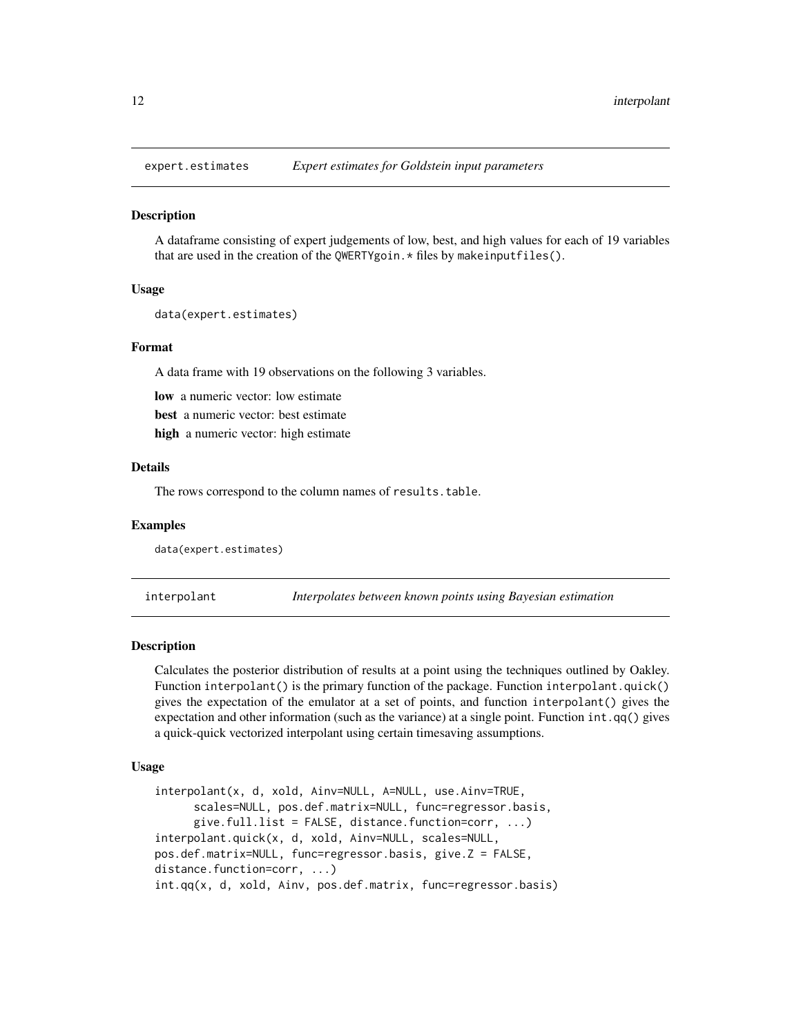## expert.estimates — *Expert estimates for Goldstein input parameters*

### Description

A dataframe consisting of expert judgements of low, best, and high values for each of 19 variables that are used in the creation of the `QWERTYgoin.*` files by `makeinputfiles()`.

### Usage

```
data(expert.estimates)
```

### Format

A data frame with 19 observations on the following 3 variables.

**low** a numeric vector: low estimate

**best** a numeric vector: best estimate

**high** a numeric vector: high estimate

### Details

The rows correspond to the column names of `results.table`.

### Examples

```
data(expert.estimates)
```

## interpolant — *Interpolates between known points using Bayesian estimation*

### Description

Calculates the posterior distribution of results at a point using the techniques outlined by Oakley. Function `interpolant()` is the primary function of the package. Function `interpolant.quick()` gives the expectation of the emulator at a set of points, and function `interpolant()` gives the expectation and other information (such as the variance) at a single point. Function `int.qq()` gives a quick-quick vectorized interpolant using certain timesaving assumptions.

### Usage

```
interpolant(x, d, xold, Ainv=NULL, A=NULL, use.Ainv=TRUE,
      scales=NULL, pos.def.matrix=NULL, func=regressor.basis,
      give.full.list = FALSE, distance.function=corr, ...)
interpolant.quick(x, d, xold, Ainv=NULL, scales=NULL,
pos.def.matrix=NULL, func=regressor.basis, give.Z = FALSE,
distance.function=corr, ...)
int.qq(x, d, xold, Ainv, pos.def.matrix, func=regressor.basis)
```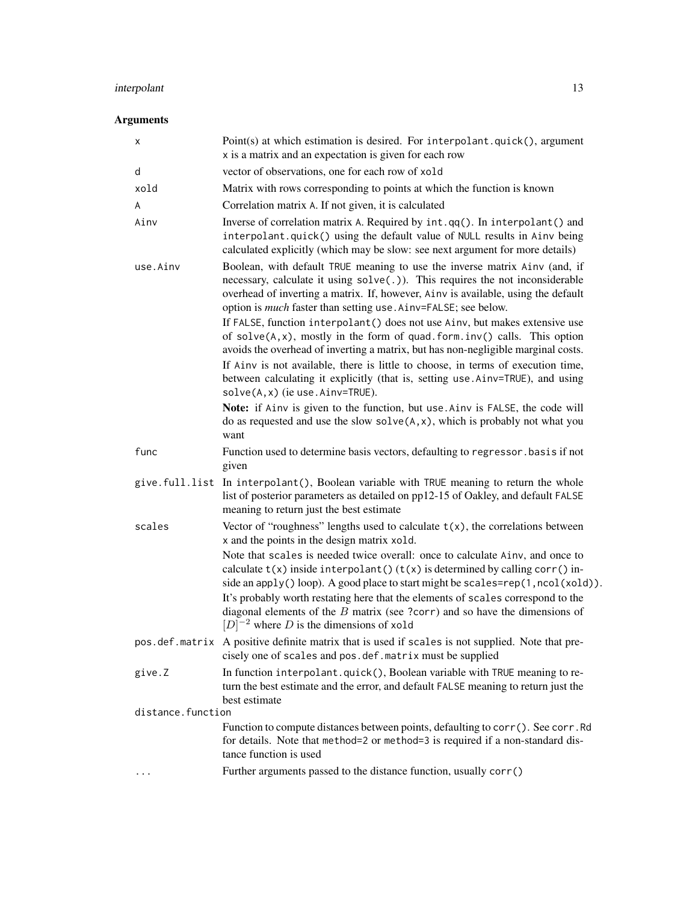## Arguments

- `x` Point(s) at which estimation is desired. For `interpolant.quick()`, argument `x` is a matrix and an expectation is given for each row
- `d` vector of observations, one for each row of `xold`
- `xold` Matrix with rows corresponding to points at which the function is known
- `A` Correlation matrix `A`. If not given, it is calculated
- `Ainv` Inverse of correlation matrix `A`. Required by `int.qq()`. In `interpolant()` and `interpolant.quick()` using the default value of `NULL` results in `Ainv` being calculated explicitly (which may be slow: see next argument for more details)
- `use.Ainv` Boolean, with default `TRUE` meaning to use the inverse matrix `Ainv` (and, if necessary, calculate it using `solve(.)`). This requires the not inconsiderable overhead of inverting a matrix. If, however, `Ainv` is available, using the default option is *much* faster than setting `use.Ainv=FALSE`; see below.

  If `FALSE`, function `interpolant()` does not use `Ainv`, but makes extensive use of `solve(A,x)`, mostly in the form of `quad.form.inv()` calls. This option avoids the overhead of inverting a matrix, but has non-negligible marginal costs.

  If `Ainv` is not available, there is little to choose, in terms of execution time, between calculating it explicitly (that is, setting `use.Ainv=TRUE`), and using `solve(A,x)` (ie `use.Ainv=TRUE`).

  **Note:** if `Ainv` is given to the function, but `use.Ainv` is `FALSE`, the code will do as requested and use the slow `solve(A,x)`, which is probably not what you want
- `func` Function used to determine basis vectors, defaulting to `regressor.basis` if not given
- `give.full.list` In `interpolant()`, Boolean variable with `TRUE` meaning to return the whole list of posterior parameters as detailed on pp12-15 of Oakley, and default `FALSE` meaning to return just the best estimate
- `scales` Vector of "roughness" lengths used to calculate `t(x)`, the correlations between `x` and the points in the design matrix `xold`.

  Note that `scales` is needed twice overall: once to calculate `Ainv`, and once to calculate `t(x)` inside `interpolant()` (`t(x)` is determined by calling `corr()` inside an `apply()` loop). A good place to start might be `scales=rep(1,ncol(xold))`.

  It's probably worth restating here that the elements of `scales` correspond to the diagonal elements of the $B$ matrix (see `?corr`) and so have the dimensions of $[D]^{-2}$ where $D$ is the dimensions of `xold`
- `pos.def.matrix` A positive definite matrix that is used if `scales` is not supplied. Note that precisely one of `scales` and `pos.def.matrix` must be supplied
- `give.Z` In function `interpolant.quick()`, Boolean variable with `TRUE` meaning to return the best estimate and the error, and default `FALSE` meaning to return just the best estimate
- `distance.function` Function to compute distances between points, defaulting to `corr()`. See `corr.Rd` for details. Note that `method=2` or `method=3` is required if a non-standard distance function is used
- `...` Further arguments passed to the distance function, usually `corr()`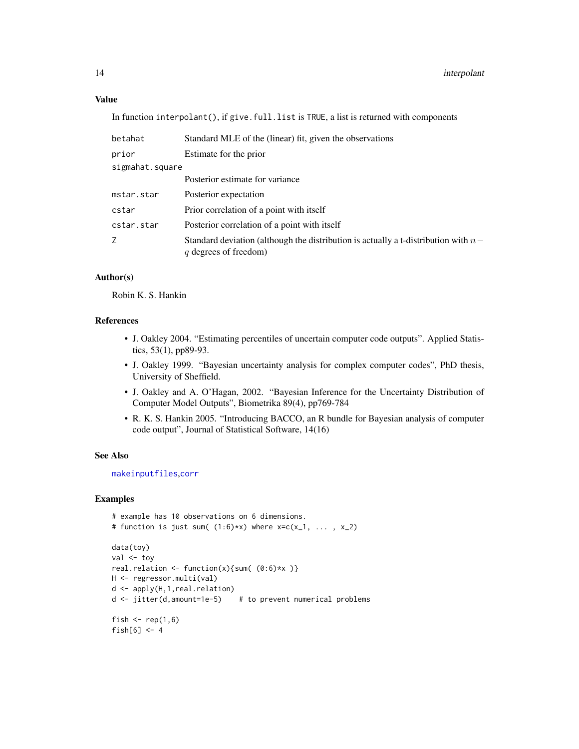## Value

In function `interpolant()`, if `give.full.list` is `TRUE`, a list is returned with components

| | |
|---|---|
| `betahat` | Standard MLE of the (linear) fit, given the observations |
| `prior` | Estimate for the prior |
| `sigmahat.square` | Posterior estimate for variance |
| `mstar.star` | Posterior expectation |
| `cstar` | Prior correlation of a point with itself |
| `cstar.star` | Posterior correlation of a point with itself |
| `Z` | Standard deviation (although the distribution is actually a t-distribution with $n - q$ degrees of freedom) |

## Author(s)

Robin K. S. Hankin

## References

- J. Oakley 2004. "Estimating percentiles of uncertain computer code outputs". Applied Statistics, 53(1), pp89-93.
- J. Oakley 1999. "Bayesian uncertainty analysis for complex computer codes", PhD thesis, University of Sheffield.
- J. Oakley and A. O'Hagan, 2002. "Bayesian Inference for the Uncertainty Distribution of Computer Model Outputs", Biometrika 89(4), pp769-784
- R. K. S. Hankin 2005. "Introducing BACCO, an R bundle for Bayesian analysis of computer code output", Journal of Statistical Software, 14(16)

## See Also

makeinputfiles,corr

## Examples

```
# example has 10 observations on 6 dimensions.
# function is just sum( (1:6)*x) where x=c(x_1, ... , x_2)

data(toy)
val <- toy
real.relation <- function(x){sum( (0:6)*x )}
H <- regressor.multi(val)
d <- apply(H,1,real.relation)
d <- jitter(d,amount=1e-5)    # to prevent numerical problems

fish <- rep(1,6)
fish[6] <- 4
```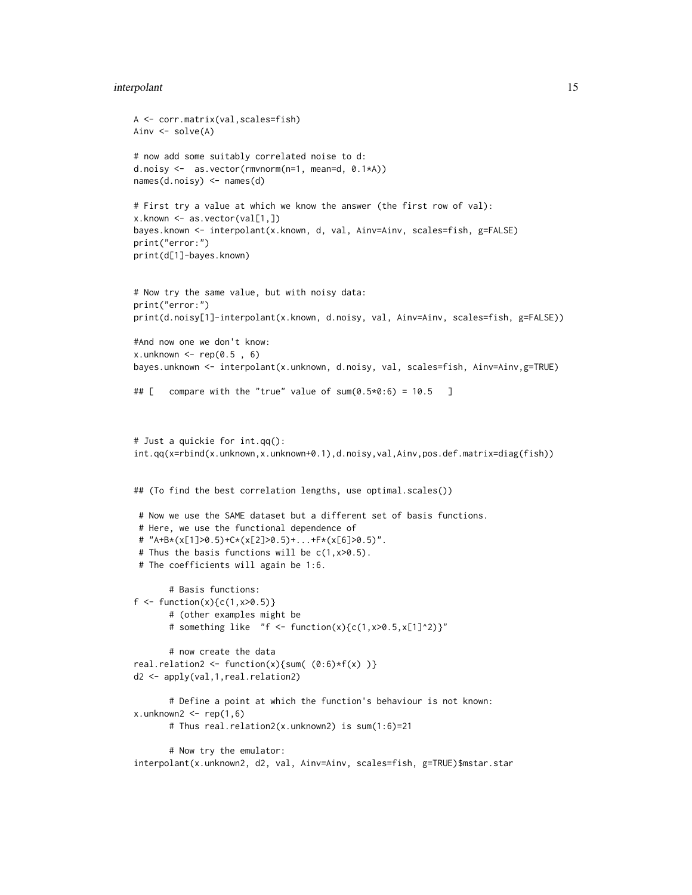```
A <- corr.matrix(val,scales=fish)
Ainv <- solve(A)

# now add some suitably correlated noise to d:
d.noisy <-  as.vector(rmvnorm(n=1, mean=d, 0.1*A))
names(d.noisy) <- names(d)

# First try a value at which we know the answer (the first row of val):
x.known <- as.vector(val[1,])
bayes.known <- interpolant(x.known, d, val, Ainv=Ainv, scales=fish, g=FALSE)
print("error:")
print(d[1]-bayes.known)


# Now try the same value, but with noisy data:
print("error:")
print(d.noisy[1]-interpolant(x.known, d.noisy, val, Ainv=Ainv, scales=fish, g=FALSE))

#And now one we don't know:
x.unknown <- rep(0.5 , 6)
bayes.unknown <- interpolant(x.unknown, d.noisy, val, scales=fish, Ainv=Ainv,g=TRUE)

## [   compare with the "true" value of sum(0.5*0:6) = 10.5   ]



# Just a quickie for int.qq():
int.qq(x=rbind(x.unknown,x.unknown+0.1),d.noisy,val,Ainv,pos.def.matrix=diag(fish))


## (To find the best correlation lengths, use optimal.scales())

 # Now we use the SAME dataset but a different set of basis functions.
 # Here, we use the functional dependence of
 # "A+B*(x[1]>0.5)+C*(x[2]>0.5)+...+F*(x[6]>0.5)".
 # Thus the basis functions will be c(1,x>0.5).
 # The coefficients will again be 1:6.

       # Basis functions:
f <- function(x){c(1,x>0.5)}
       # (other examples might be
       # something like  "f <- function(x){c(1,x>0.5,x[1]^2)}"

       # now create the data
real.relation2 <- function(x){sum( (0:6)*f(x) )}
d2 <- apply(val,1,real.relation2)

       # Define a point at which the function's behaviour is not known:
x.unknown2 <- rep(1,6)
       # Thus real.relation2(x.unknown2) is sum(1:6)=21

       # Now try the emulator:
interpolant(x.unknown2, d2, val, Ainv=Ainv, scales=fish, g=TRUE)$mstar.star
```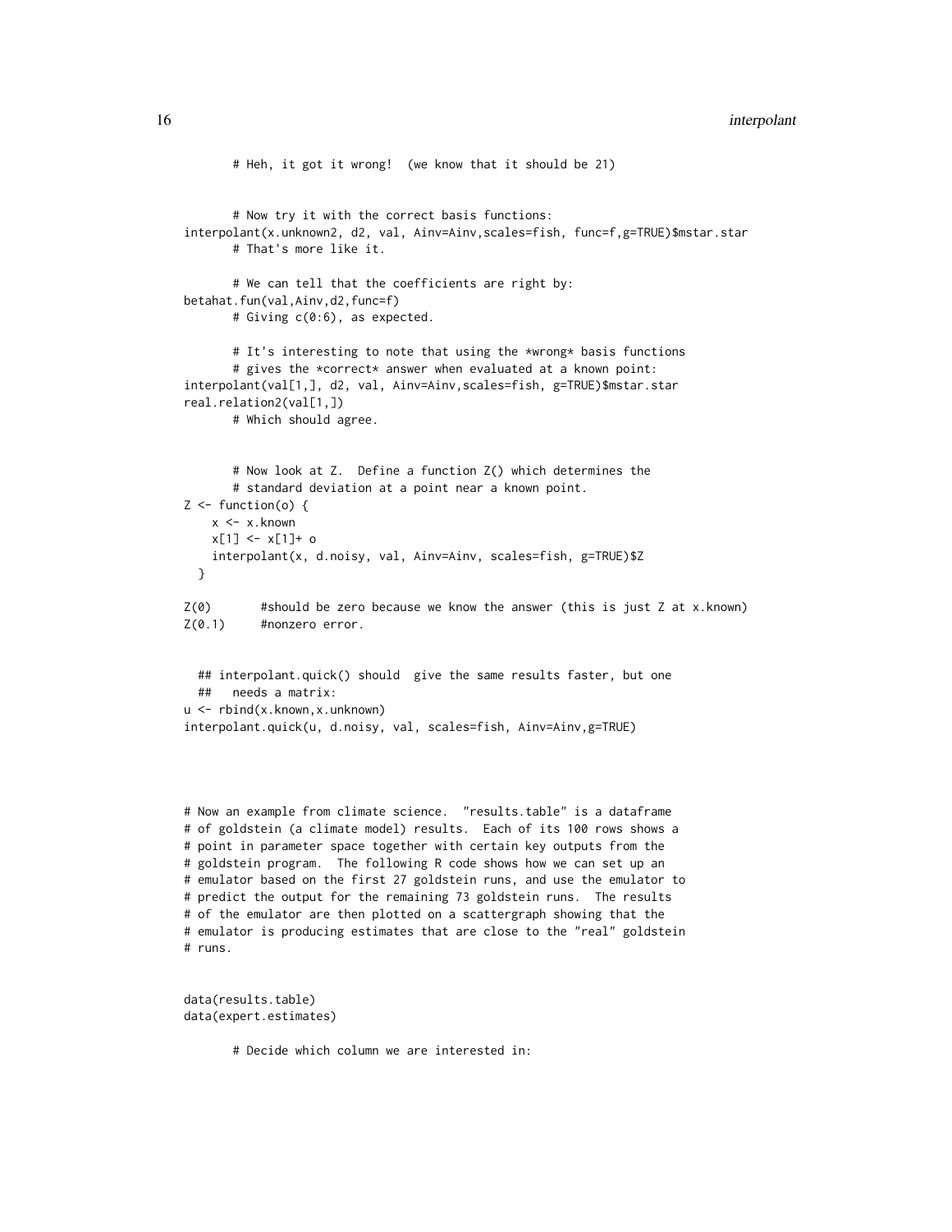```
       # Heh, it got it wrong!  (we know that it should be 21)


       # Now try it with the correct basis functions:
interpolant(x.unknown2, d2, val, Ainv=Ainv,scales=fish, func=f,g=TRUE)$mstar.star
       # That's more like it.

       # We can tell that the coefficients are right by:
betahat.fun(val,Ainv,d2,func=f)
       # Giving c(0:6), as expected.

       # It's interesting to note that using the *wrong* basis functions
       # gives the *correct* answer when evaluated at a known point:
interpolant(val[1,], d2, val, Ainv=Ainv,scales=fish, g=TRUE)$mstar.star
real.relation2(val[1,])
       # Which should agree.


       # Now look at Z.  Define a function Z() which determines the
       # standard deviation at a point near a known point.
Z <- function(o) {
    x <- x.known
    x[1] <- x[1]+ o
    interpolant(x, d.noisy, val, Ainv=Ainv, scales=fish, g=TRUE)$Z
  }

Z(0)       #should be zero because we know the answer (this is just Z at x.known)
Z(0.1)     #nonzero error.


  ## interpolant.quick() should  give the same results faster, but one
  ##   needs a matrix:
u <- rbind(x.known,x.unknown)
interpolant.quick(u, d.noisy, val, scales=fish, Ainv=Ainv,g=TRUE)




# Now an example from climate science.  "results.table" is a dataframe
# of goldstein (a climate model) results.  Each of its 100 rows shows a
# point in parameter space together with certain key outputs from the
# goldstein program.  The following R code shows how we can set up an
# emulator based on the first 27 goldstein runs, and use the emulator to
# predict the output for the remaining 73 goldstein runs.  The results
# of the emulator are then plotted on a scattergraph showing that the
# emulator is producing estimates that are close to the "real" goldstein
# runs.


data(results.table)
data(expert.estimates)

       # Decide which column we are interested in:
```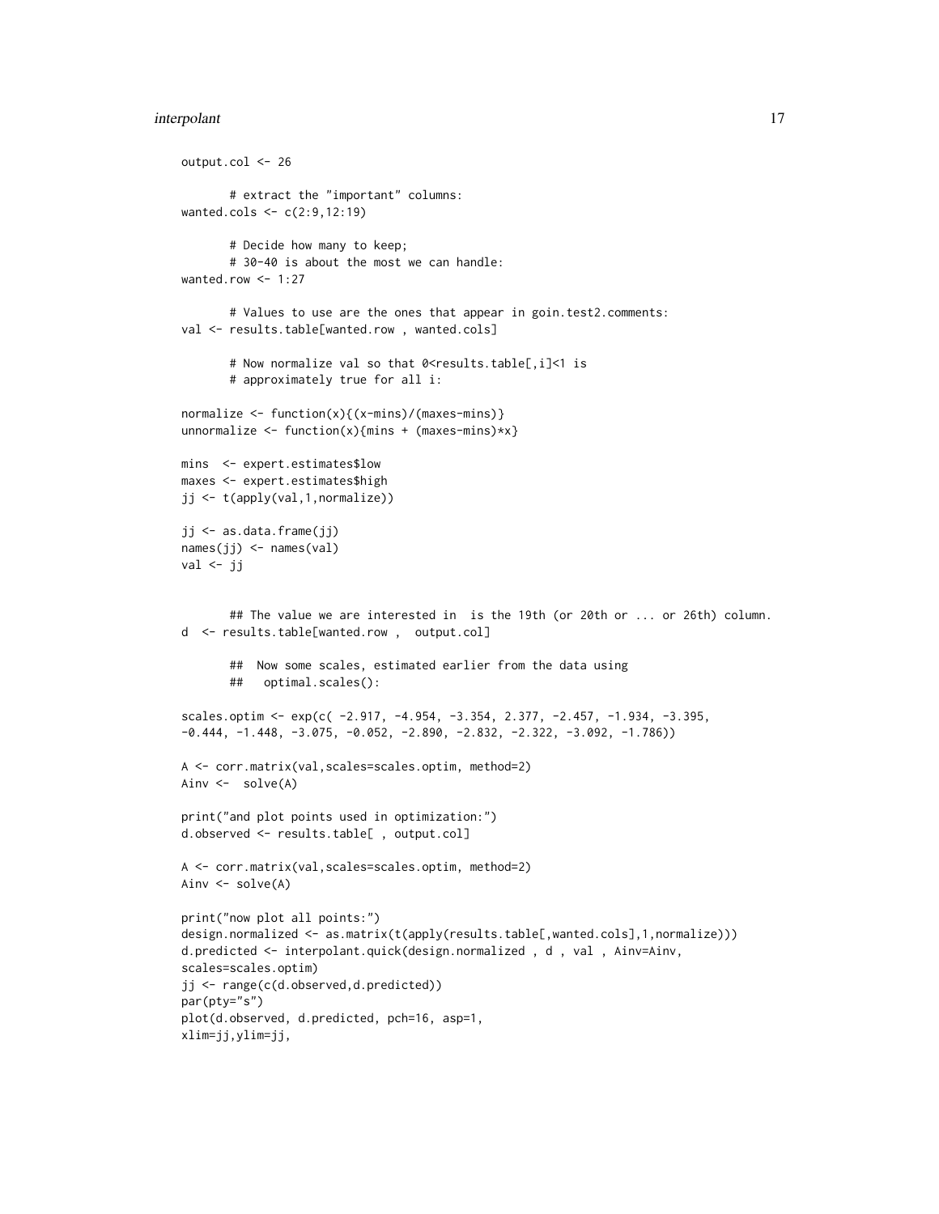```
output.col <- 26

       # extract the "important" columns:
wanted.cols <- c(2:9,12:19)

       # Decide how many to keep;
       # 30-40 is about the most we can handle:
wanted.row <- 1:27

       # Values to use are the ones that appear in goin.test2.comments:
val <- results.table[wanted.row , wanted.cols]

       # Now normalize val so that 0<results.table[,i]<1 is
       # approximately true for all i:

normalize <- function(x){(x-mins)/(maxes-mins)}
unnormalize <- function(x){mins + (maxes-mins)*x}

mins  <- expert.estimates$low
maxes <- expert.estimates$high
jj <- t(apply(val,1,normalize))

jj <- as.data.frame(jj)
names(jj) <- names(val)
val <- jj


       ## The value we are interested in  is the 19th (or 20th or ... or 26th) column.
d  <- results.table[wanted.row ,  output.col]

       ##  Now some scales, estimated earlier from the data using
       ##   optimal.scales():

scales.optim <- exp(c( -2.917, -4.954, -3.354, 2.377, -2.457, -1.934, -3.395,
-0.444, -1.448, -3.075, -0.052, -2.890, -2.832, -2.322, -3.092, -1.786))

A <- corr.matrix(val,scales=scales.optim, method=2)
Ainv <-  solve(A)

print("and plot points used in optimization:")
d.observed <- results.table[ , output.col]

A <- corr.matrix(val,scales=scales.optim, method=2)
Ainv <- solve(A)

print("now plot all points:")
design.normalized <- as.matrix(t(apply(results.table[,wanted.cols],1,normalize)))
d.predicted <- interpolant.quick(design.normalized , d , val , Ainv=Ainv,
scales=scales.optim)
jj <- range(c(d.observed,d.predicted))
par(pty="s")
plot(d.observed, d.predicted, pch=16, asp=1,
xlim=jj,ylim=jj,
```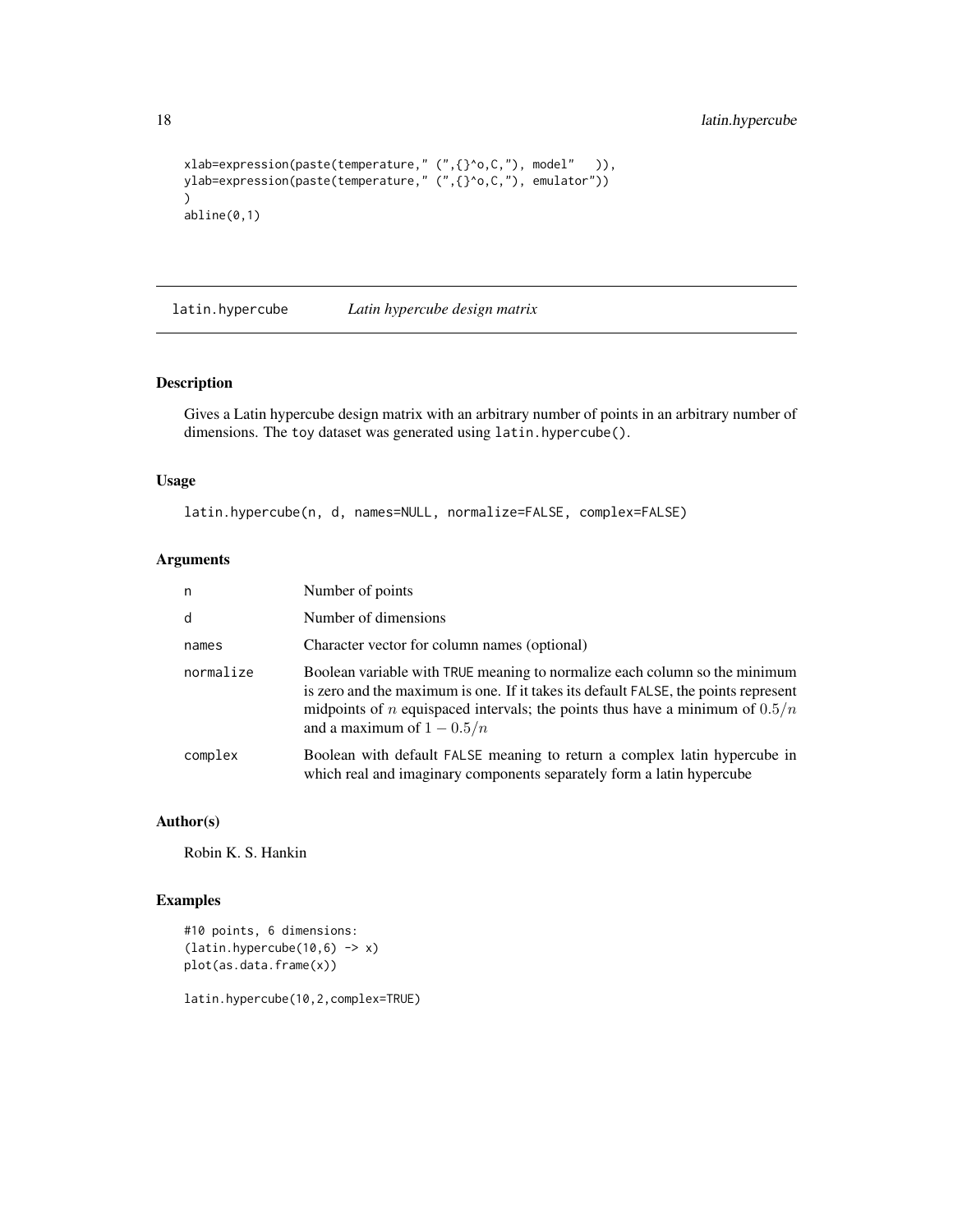```
xlab=expression(paste(temperature," (",{}^o,C,"), model"   )),
ylab=expression(paste(temperature," (",{}^o,C,"), emulator"))
)
abline(0,1)
```

## latin.hypercube *Latin hypercube design matrix*

### Description

Gives a Latin hypercube design matrix with an arbitrary number of points in an arbitrary number of dimensions. The toy dataset was generated using `latin.hypercube()`.

### Usage

```
latin.hypercube(n, d, names=NULL, normalize=FALSE, complex=FALSE)
```

### Arguments

| | |
|---|---|
| `n` | Number of points |
| `d` | Number of dimensions |
| `names` | Character vector for column names (optional) |
| `normalize` | Boolean variable with TRUE meaning to normalize each column so the minimum is zero and the maximum is one. If it takes its default FALSE, the points represent midpoints of $n$ equispaced intervals; the points thus have a minimum of $0.5/n$ and a maximum of $1 - 0.5/n$ |
| `complex` | Boolean with default FALSE meaning to return a complex latin hypercube in which real and imaginary components separately form a latin hypercube |

### Author(s)

Robin K. S. Hankin

### Examples

```
#10 points, 6 dimensions:
(latin.hypercube(10,6) -> x)
plot(as.data.frame(x))

latin.hypercube(10,2,complex=TRUE)
```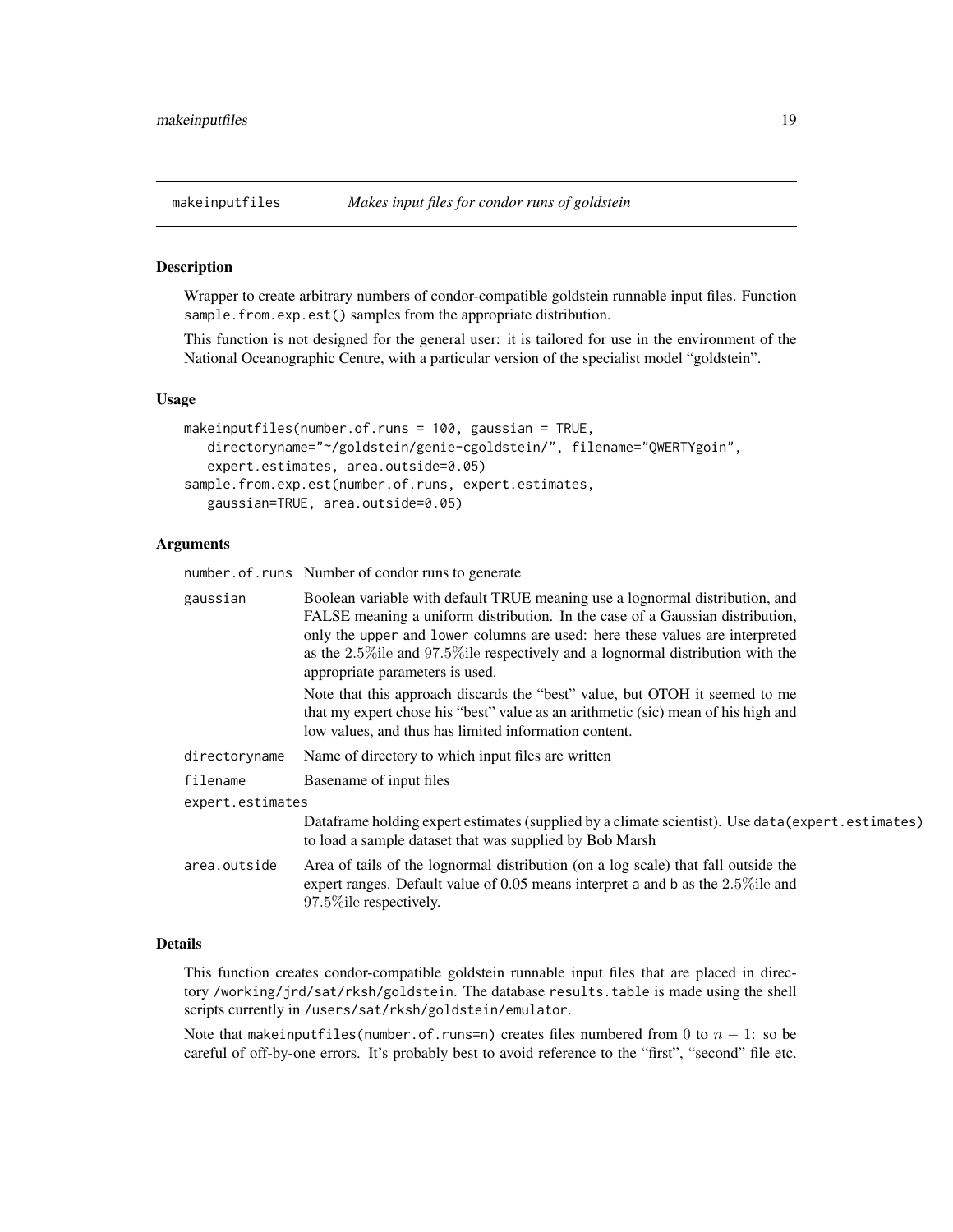# makeinputfiles *Makes input files for condor runs of goldstein*

## Description

Wrapper to create arbitrary numbers of condor-compatible goldstein runnable input files. Function `sample.from.exp.est()` samples from the appropriate distribution.

This function is not designed for the general user: it is tailored for use in the environment of the National Oceanographic Centre, with a particular version of the specialist model "goldstein".

## Usage

```
makeinputfiles(number.of.runs = 100, gaussian = TRUE,
   directoryname="~/goldstein/genie-cgoldstein/", filename="QWERTYgoin",
   expert.estimates, area.outside=0.05)
sample.from.exp.est(number.of.runs, expert.estimates,
   gaussian=TRUE, area.outside=0.05)
```

## Arguments

| | |
|---|---|
| `number.of.runs` | Number of condor runs to generate |
| `gaussian` | Boolean variable with default TRUE meaning use a lognormal distribution, and FALSE meaning a uniform distribution. In the case of a Gaussian distribution, only the `upper` and `lower` columns are used: here these values are interpreted as the 2.5%ile and 97.5%ile respectively and a lognormal distribution with the appropriate parameters is used. Note that this approach discards the "best" value, but OTOH it seemed to me that my expert chose his "best" value as an arithmetic (sic) mean of his high and low values, and thus has limited information content. |
| `directoryname` | Name of directory to which input files are written |
| `filename` | Basename of input files |
| `expert.estimates` | Dataframe holding expert estimates (supplied by a climate scientist). Use `data(expert.estimates)` to load a sample dataset that was supplied by Bob Marsh |
| `area.outside` | Area of tails of the lognormal distribution (on a log scale) that fall outside the expert ranges. Default value of 0.05 means interpret `a` and `b` as the 2.5%ile and 97.5%ile respectively. |

## Details

This function creates condor-compatible goldstein runnable input files that are placed in directory `/working/jrd/sat/rksh/goldstein`. The database `results.table` is made using the shell scripts currently in `/users/sat/rksh/goldstein/emulator`.

Note that `makeinputfiles(number.of.runs=n)` creates files numbered from $0$ to $n-1$: so be careful of off-by-one errors. It's probably best to avoid reference to the "first", "second" file etc.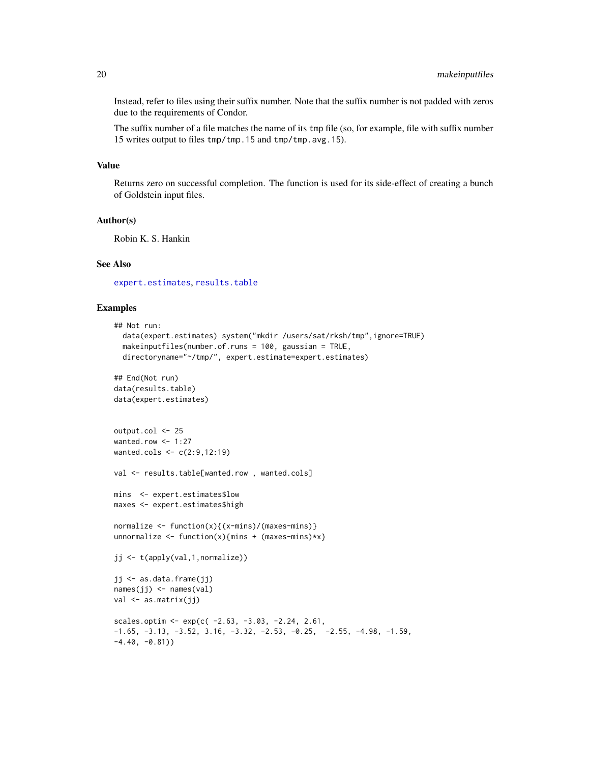Instead, refer to files using their suffix number. Note that the suffix number is not padded with zeros due to the requirements of Condor.

The suffix number of a file matches the name of its `tmp` file (so, for example, file with suffix number 15 writes output to files `tmp/tmp.15` and `tmp/tmp.avg.15`).

### Value

Returns zero on successful completion. The function is used for its side-effect of creating a bunch of Goldstein input files.

### Author(s)

Robin K. S. Hankin

### See Also

`expert.estimates`, `results.table`

### Examples

```
## Not run:
  data(expert.estimates) system("mkdir /users/sat/rksh/tmp",ignore=TRUE)
  makeinputfiles(number.of.runs = 100, gaussian = TRUE,
  directoryname="~/tmp/", expert.estimate=expert.estimates)

## End(Not run)
data(results.table)
data(expert.estimates)


output.col <- 25
wanted.row <- 1:27
wanted.cols <- c(2:9,12:19)

val <- results.table[wanted.row , wanted.cols]

mins  <- expert.estimates$low
maxes <- expert.estimates$high

normalize <- function(x){(x-mins)/(maxes-mins)}
unnormalize <- function(x){mins + (maxes-mins)*x}

jj <- t(apply(val,1,normalize))

jj <- as.data.frame(jj)
names(jj) <- names(val)
val <- as.matrix(jj)

scales.optim <- exp(c( -2.63, -3.03, -2.24, 2.61,
-1.65, -3.13, -3.52, 3.16, -3.32, -2.53, -0.25,  -2.55, -4.98, -1.59,
-4.40, -0.81))
```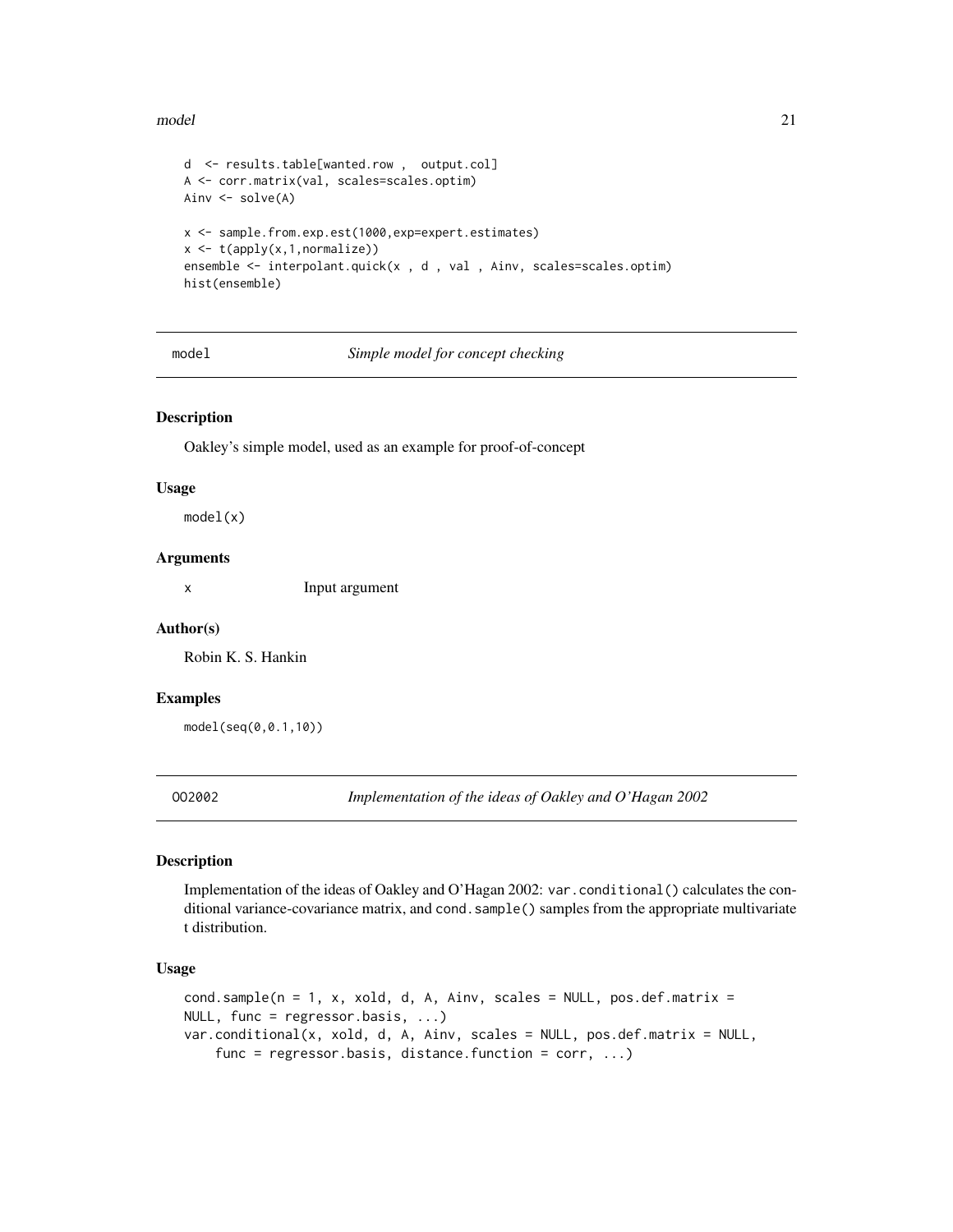```
d  <- results.table[wanted.row ,  output.col]
A <- corr.matrix(val, scales=scales.optim)
Ainv <- solve(A)

x <- sample.from.exp.est(1000,exp=expert.estimates)
x <- t(apply(x,1,normalize))
ensemble <- interpolant.quick(x , d , val , Ainv, scales=scales.optim)
hist(ensemble)
```

## model — *Simple model for concept checking*

### Description

Oakley's simple model, used as an example for proof-of-concept

### Usage

```
model(x)
```

### Arguments

x	Input argument

### Author(s)

Robin K. S. Hankin

### Examples

```
model(seq(0,0.1,10))
```

## OO2002 — *Implementation of the ideas of Oakley and O'Hagan 2002*

### Description

Implementation of the ideas of Oakley and O'Hagan 2002: `var.conditional()` calculates the conditional variance-covariance matrix, and `cond.sample()` samples from the appropriate multivariate t distribution.

### Usage

```
cond.sample(n = 1, x, xold, d, A, Ainv, scales = NULL, pos.def.matrix =
NULL, func = regressor.basis, ...)
var.conditional(x, xold, d, A, Ainv, scales = NULL, pos.def.matrix = NULL,
    func = regressor.basis, distance.function = corr, ...)
```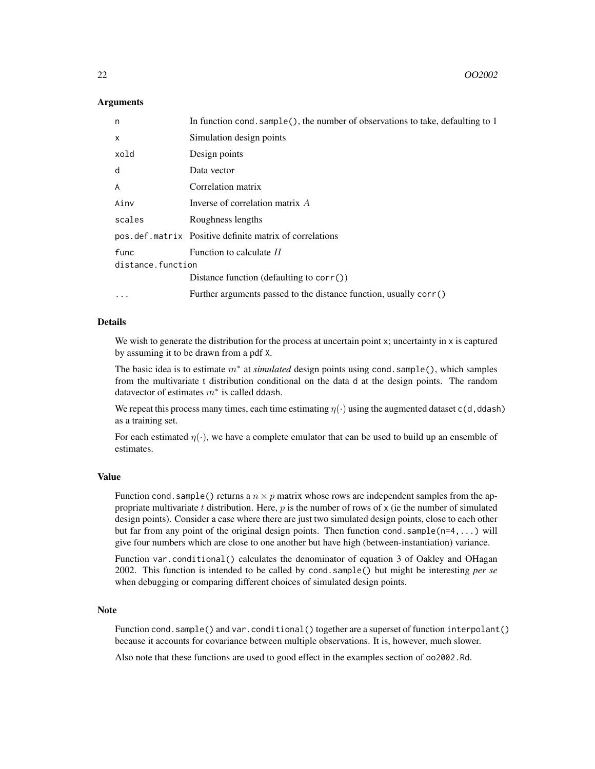### Arguments

| | |
|---|---|
| `n` | In function `cond.sample()`, the number of observations to take, defaulting to 1 |
| `x` | Simulation design points |
| `xold` | Design points |
| `d` | Data vector |
| `A` | Correlation matrix |
| `Ainv` | Inverse of correlation matrix $A$ |
| `scales` | Roughness lengths |
| `pos.def.matrix` | Positive definite matrix of correlations |
| `func` | Function to calculate $H$ |
| `distance.function` | Distance function (defaulting to `corr()`) |
| `...` | Further arguments passed to the distance function, usually `corr()` |

### Details

We wish to generate the distribution for the process at uncertain point `x`; uncertainty in `x` is captured by assuming it to be drawn from a pdf `X`.

The basic idea is to estimate $m^*$ at *simulated* design points using `cond.sample()`, which samples from the multivariate t distribution conditional on the data `d` at the design points. The random datavector of estimates $m^*$ is called `ddash`.

We repeat this process many times, each time estimating $\eta(\cdot)$ using the augmented dataset `c(d,ddash)` as a training set.

For each estimated $\eta(\cdot)$, we have a complete emulator that can be used to build up an ensemble of estimates.

### Value

Function `cond.sample()` returns a $n \times p$ matrix whose rows are independent samples from the appropriate multivariate $t$ distribution. Here, $p$ is the number of rows of `x` (ie the number of simulated design points). Consider a case where there are just two simulated design points, close to each other but far from any point of the original design points. Then function `cond.sample(n=4,...)` will give four numbers which are close to one another but have high (between-instantiation) variance.

Function `var.conditional()` calculates the denominator of equation 3 of Oakley and OHagan 2002. This function is intended to be called by `cond.sample()` but might be interesting *per se* when debugging or comparing different choices of simulated design points.

### Note

Function `cond.sample()` and `var.conditional()` together are a superset of function `interpolant()` because it accounts for covariance between multiple observations. It is, however, much slower.

Also note that these functions are used to good effect in the examples section of `oo2002.Rd`.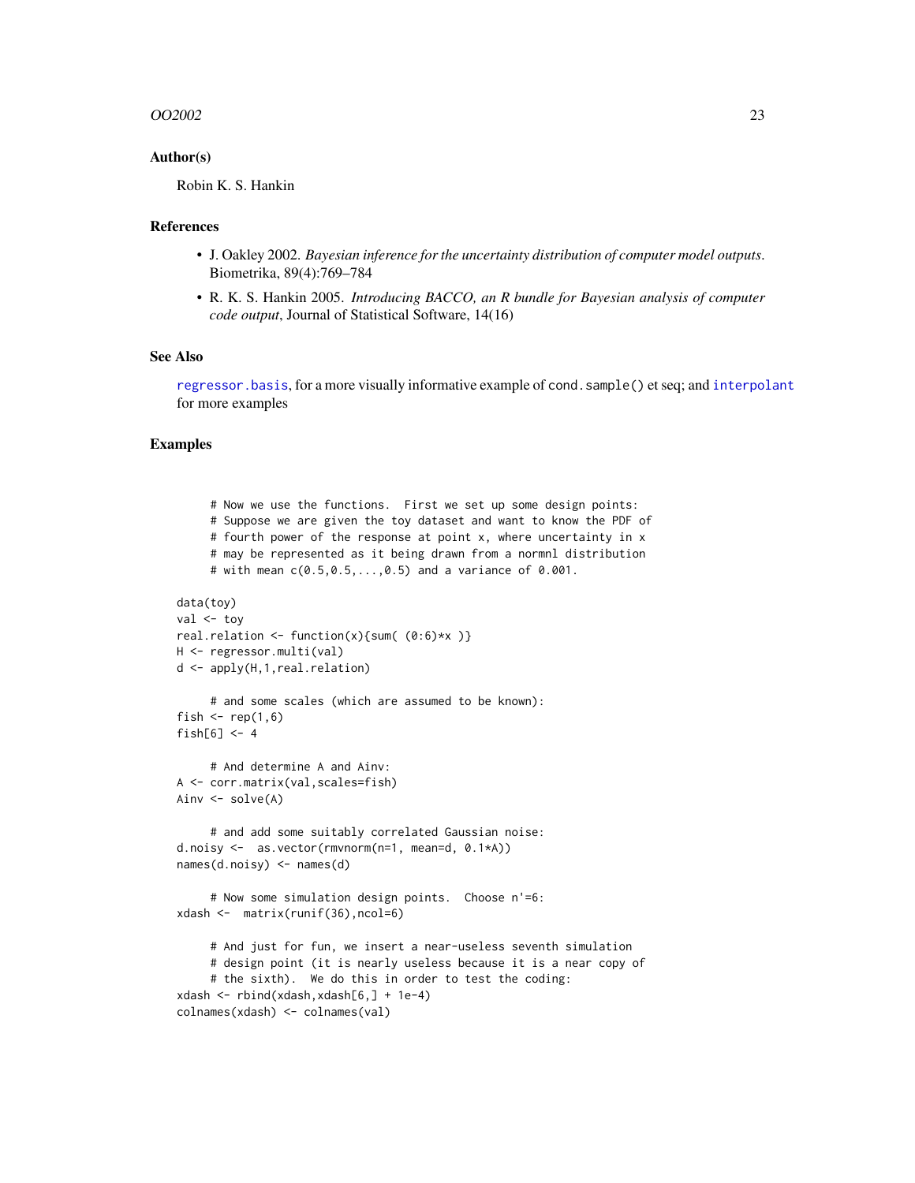### Author(s)

Robin K. S. Hankin

### References

- J. Oakley 2002. *Bayesian inference for the uncertainty distribution of computer model outputs*. Biometrika, 89(4):769–784
- R. K. S. Hankin 2005. *Introducing BACCO, an R bundle for Bayesian analysis of computer code output*, Journal of Statistical Software, 14(16)

### See Also

regressor.basis, for a more visually informative example of cond.sample() et seq; and interpolant for more examples

### Examples

```
     # Now we use the functions.  First we set up some design points:
     # Suppose we are given the toy dataset and want to know the PDF of
     # fourth power of the response at point x, where uncertainty in x
     # may be represented as it being drawn from a normnl distribution
     # with mean c(0.5,0.5,...,0.5) and a variance of 0.001.

data(toy)
val <- toy
real.relation <- function(x){sum( (0:6)*x )}
H <- regressor.multi(val)
d <- apply(H,1,real.relation)

     # and some scales (which are assumed to be known):
fish <- rep(1,6)
fish[6] <- 4

     # And determine A and Ainv:
A <- corr.matrix(val,scales=fish)
Ainv <- solve(A)

     # and add some suitably correlated Gaussian noise:
d.noisy <-  as.vector(rmvnorm(n=1, mean=d, 0.1*A))
names(d.noisy) <- names(d)

     # Now some simulation design points.  Choose n'=6:
xdash <-  matrix(runif(36),ncol=6)

     # And just for fun, we insert a near-useless seventh simulation
     # design point (it is nearly useless because it is a near copy of
     # the sixth).  We do this in order to test the coding:
xdash <- rbind(xdash,xdash[6,] + 1e-4)
colnames(xdash) <- colnames(val)
```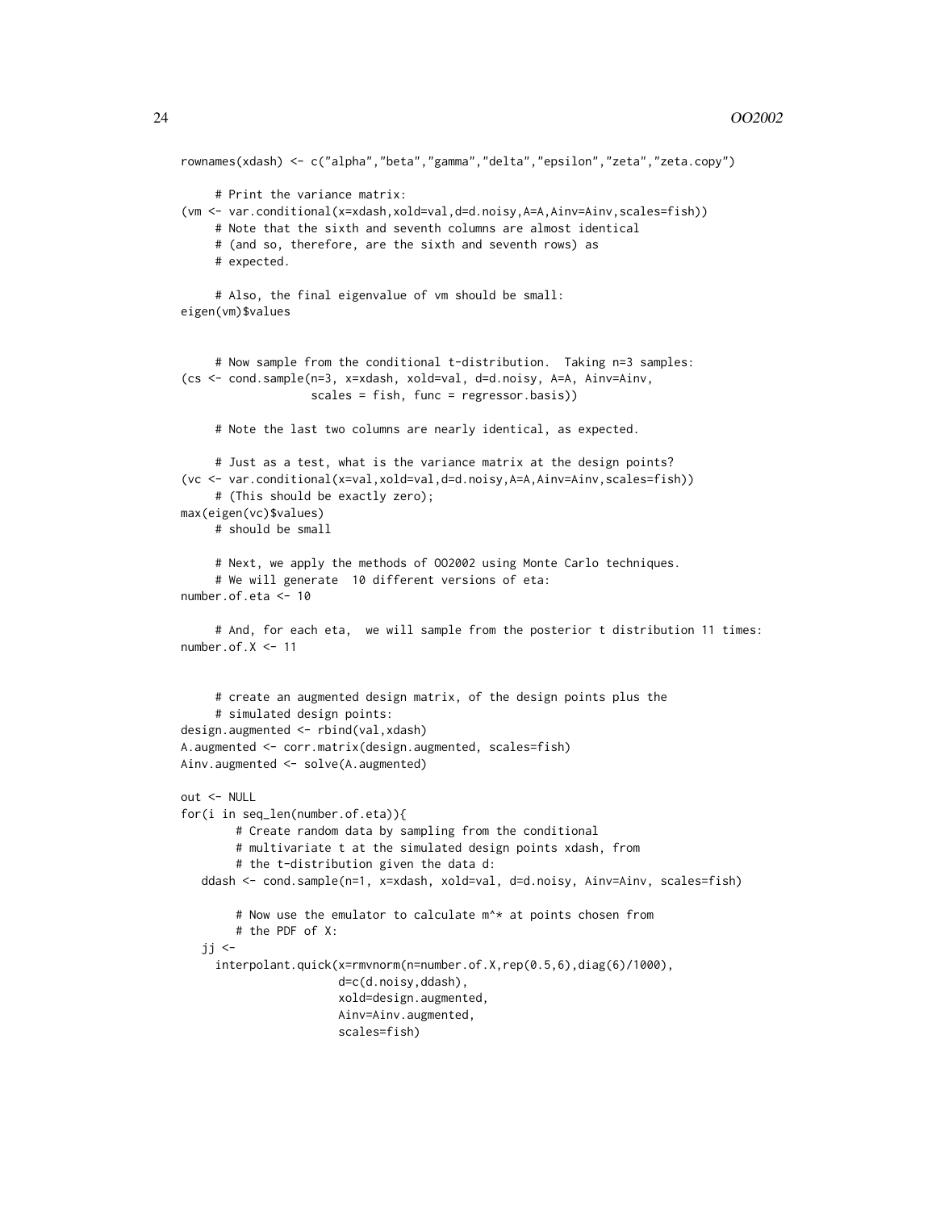```
rownames(xdash) <- c("alpha","beta","gamma","delta","epsilon","zeta","zeta.copy")

     # Print the variance matrix:
(vm <- var.conditional(x=xdash,xold=val,d=d.noisy,A=A,Ainv=Ainv,scales=fish))
     # Note that the sixth and seventh columns are almost identical
     # (and so, therefore, are the sixth and seventh rows) as
     # expected.

     # Also, the final eigenvalue of vm should be small:
eigen(vm)$values


     # Now sample from the conditional t-distribution.  Taking n=3 samples:
(cs <- cond.sample(n=3, x=xdash, xold=val, d=d.noisy, A=A, Ainv=Ainv,
                   scales = fish, func = regressor.basis))

     # Note the last two columns are nearly identical, as expected.

     # Just as a test, what is the variance matrix at the design points?
(vc <- var.conditional(x=val,xold=val,d=d.noisy,A=A,Ainv=Ainv,scales=fish))
     # (This should be exactly zero);
max(eigen(vc)$values)
     # should be small

     # Next, we apply the methods of OO2002 using Monte Carlo techniques.
     # We will generate  10 different versions of eta:
number.of.eta <- 10

     # And, for each eta,  we will sample from the posterior t distribution 11 times:
number.of.X <- 11


     # create an augmented design matrix, of the design points plus the
     # simulated design points:
design.augmented <- rbind(val,xdash)
A.augmented <- corr.matrix(design.augmented, scales=fish)
Ainv.augmented <- solve(A.augmented)

out <- NULL
for(i in seq_len(number.of.eta)){
        # Create random data by sampling from the conditional
        # multivariate t at the simulated design points xdash, from
        # the t-distribution given the data d:
   ddash <- cond.sample(n=1, x=xdash, xold=val, d=d.noisy, Ainv=Ainv, scales=fish)

        # Now use the emulator to calculate m^* at points chosen from
        # the PDF of X:
   jj <-
     interpolant.quick(x=rmvnorm(n=number.of.X,rep(0.5,6),diag(6)/1000),
                       d=c(d.noisy,ddash),
                       xold=design.augmented,
                       Ainv=Ainv.augmented,
                       scales=fish)
```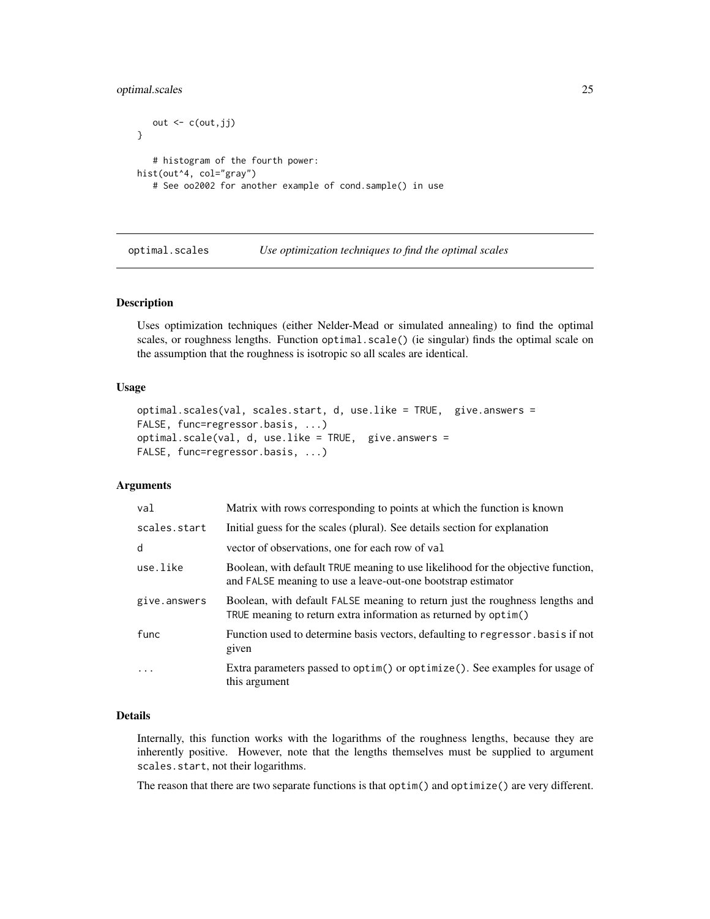```
    out <- c(out,jj)
}

    # histogram of the fourth power:
hist(out^4, col="gray")
    # See oo2002 for another example of cond.sample() in use
```

## optimal.scales — *Use optimization techniques to find the optimal scales*

### Description

Uses optimization techniques (either Nelder-Mead or simulated annealing) to find the optimal scales, or roughness lengths. Function `optimal.scale()` (ie singular) finds the optimal scale on the assumption that the roughness is isotropic so all scales are identical.

### Usage

```
optimal.scales(val, scales.start, d, use.like = TRUE,  give.answers =
FALSE, func=regressor.basis, ...)
optimal.scale(val, d, use.like = TRUE,  give.answers =
FALSE, func=regressor.basis, ...)
```

### Arguments

| | |
|---|---|
| `val` | Matrix with rows corresponding to points at which the function is known |
| `scales.start` | Initial guess for the scales (plural). See details section for explanation |
| `d` | vector of observations, one for each row of `val` |
| `use.like` | Boolean, with default `TRUE` meaning to use likelihood for the objective function, and `FALSE` meaning to use a leave-out-one bootstrap estimator |
| `give.answers` | Boolean, with default `FALSE` meaning to return just the roughness lengths and `TRUE` meaning to return extra information as returned by `optim()` |
| `func` | Function used to determine basis vectors, defaulting to `regressor.basis` if not given |
| `...` | Extra parameters passed to `optim()` or `optimize()`. See examples for usage of this argument |

### Details

Internally, this function works with the logarithms of the roughness lengths, because they are inherently positive. However, note that the lengths themselves must be supplied to argument `scales.start`, not their logarithms.

The reason that there are two separate functions is that `optim()` and `optimize()` are very different.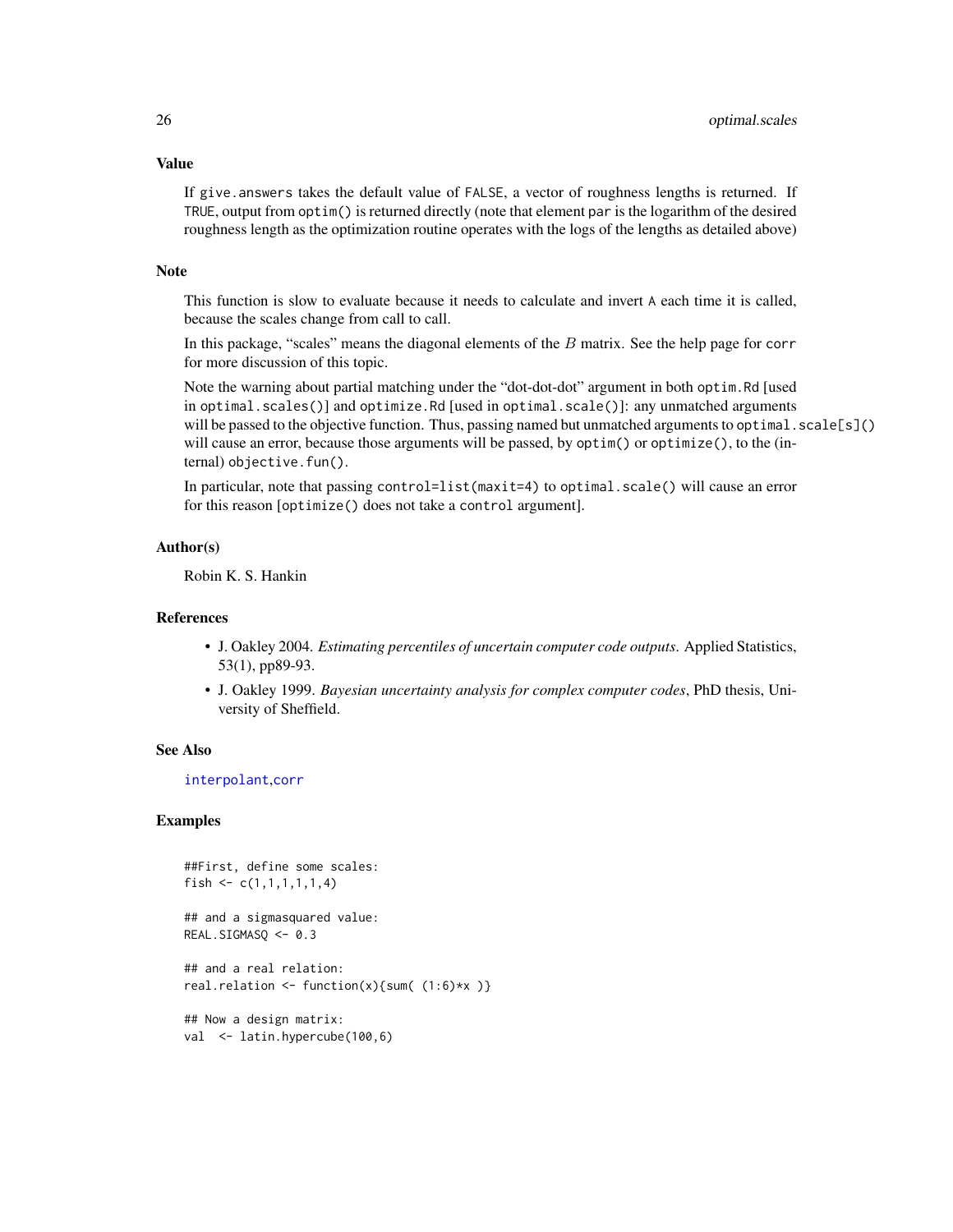### Value

If `give.answers` takes the default value of `FALSE`, a vector of roughness lengths is returned. If `TRUE`, output from `optim()` is returned directly (note that element `par` is the logarithm of the desired roughness length as the optimization routine operates with the logs of the lengths as detailed above)

### Note

This function is slow to evaluate because it needs to calculate and invert `A` each time it is called, because the scales change from call to call.

In this package, "scales" means the diagonal elements of the $B$ matrix. See the help page for `corr` for more discussion of this topic.

Note the warning about partial matching under the "dot-dot-dot" argument in both `optim.Rd` [used in `optimal.scales()`] and `optimize.Rd` [used in `optimal.scale()`]: any unmatched arguments will be passed to the objective function. Thus, passing named but unmatched arguments to `optimal.scale[s]()` will cause an error, because those arguments will be passed, by `optim()` or `optimize()`, to the (internal) `objective.fun()`.

In particular, note that passing `control=list(maxit=4)` to `optimal.scale()` will cause an error for this reason [`optimize()` does not take a `control` argument].

### Author(s)

Robin K. S. Hankin

### References

- J. Oakley 2004. *Estimating percentiles of uncertain computer code outputs*. Applied Statistics, 53(1), pp89-93.
- J. Oakley 1999. *Bayesian uncertainty analysis for complex computer codes*, PhD thesis, University of Sheffield.

### See Also

interpolant,corr

### Examples

```
##First, define some scales:
fish <- c(1,1,1,1,1,4)

## and a sigmasquared value:
REAL.SIGMASQ <- 0.3

## and a real relation:
real.relation <- function(x){sum( (1:6)*x )}

## Now a design matrix:
val  <- latin.hypercube(100,6)
```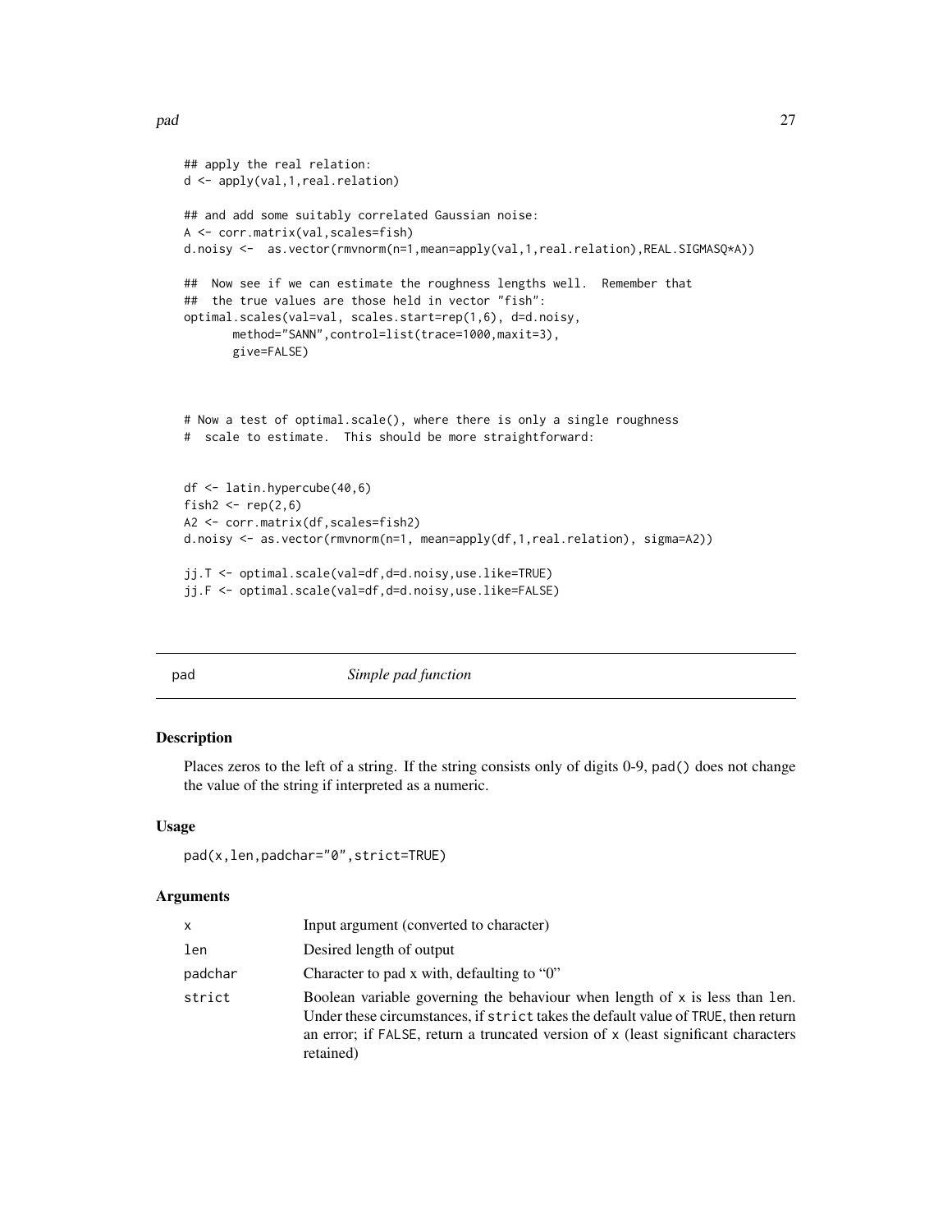```
## apply the real relation:
d <- apply(val,1,real.relation)

## and add some suitably correlated Gaussian noise:
A <- corr.matrix(val,scales=fish)
d.noisy <-  as.vector(rmvnorm(n=1,mean=apply(val,1,real.relation),REAL.SIGMASQ*A))

##  Now see if we can estimate the roughness lengths well.  Remember that
##  the true values are those held in vector "fish":
optimal.scales(val=val, scales.start=rep(1,6), d=d.noisy,
       method="SANN",control=list(trace=1000,maxit=3),
       give=FALSE)



# Now a test of optimal.scale(), where there is only a single roughness
#  scale to estimate.  This should be more straightforward:


df <- latin.hypercube(40,6)
fish2 <- rep(2,6)
A2 <- corr.matrix(df,scales=fish2)
d.noisy <- as.vector(rmvnorm(n=1, mean=apply(df,1,real.relation), sigma=A2))

jj.T <- optimal.scale(val=df,d=d.noisy,use.like=TRUE)
jj.F <- optimal.scale(val=df,d=d.noisy,use.like=FALSE)
```

---

## pad — *Simple pad function*

### Description

Places zeros to the left of a string. If the string consists only of digits 0-9, `pad()` does not change the value of the string if interpreted as a numeric.

### Usage

```
pad(x,len,padchar="0",strict=TRUE)
```

### Arguments

| | |
|---|---|
| `x` | Input argument (converted to character) |
| `len` | Desired length of output |
| `padchar` | Character to pad x with, defaulting to "0" |
| `strict` | Boolean variable governing the behaviour when length of `x` is less than `len`. Under these circumstances, if `strict` takes the default value of `TRUE`, then return an error; if `FALSE`, return a truncated version of `x` (least significant characters retained) |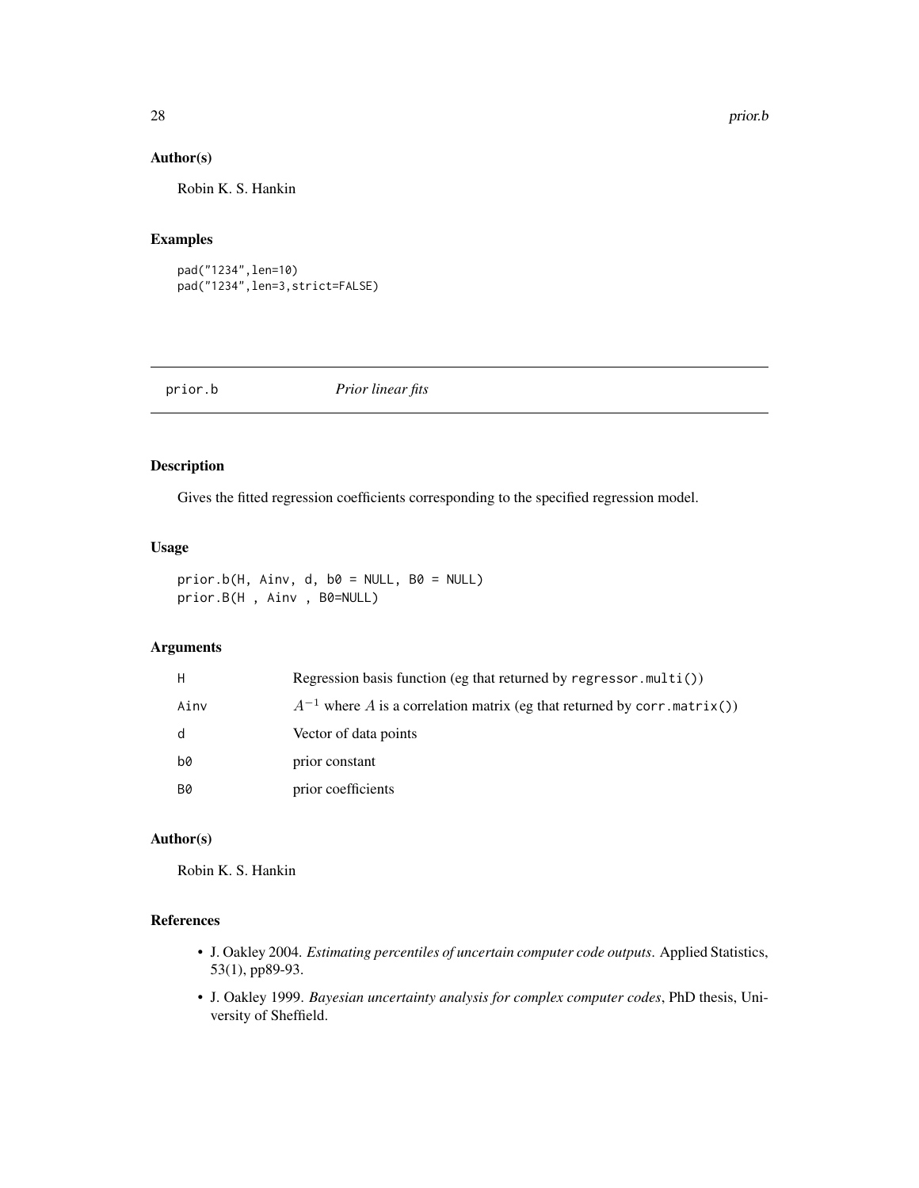## Author(s)

Robin K. S. Hankin

## Examples

```
pad("1234",len=10)
pad("1234",len=3,strict=FALSE)
```

---

# prior.b *Prior linear fits*

## Description

Gives the fitted regression coefficients corresponding to the specified regression model.

## Usage

```
prior.b(H, Ainv, d, b0 = NULL, B0 = NULL)
prior.B(H , Ainv , B0=NULL)
```

## Arguments

| | |
|---|---|
| H | Regression basis function (eg that returned by `regressor.multi()`) |
| Ainv | $A^{-1}$ where $A$ is a correlation matrix (eg that returned by `corr.matrix()`) |
| d | Vector of data points |
| b0 | prior constant |
| B0 | prior coefficients |

## Author(s)

Robin K. S. Hankin

## References

- J. Oakley 2004. *Estimating percentiles of uncertain computer code outputs*. Applied Statistics, 53(1), pp89-93.
- J. Oakley 1999. *Bayesian uncertainty analysis for complex computer codes*, PhD thesis, University of Sheffield.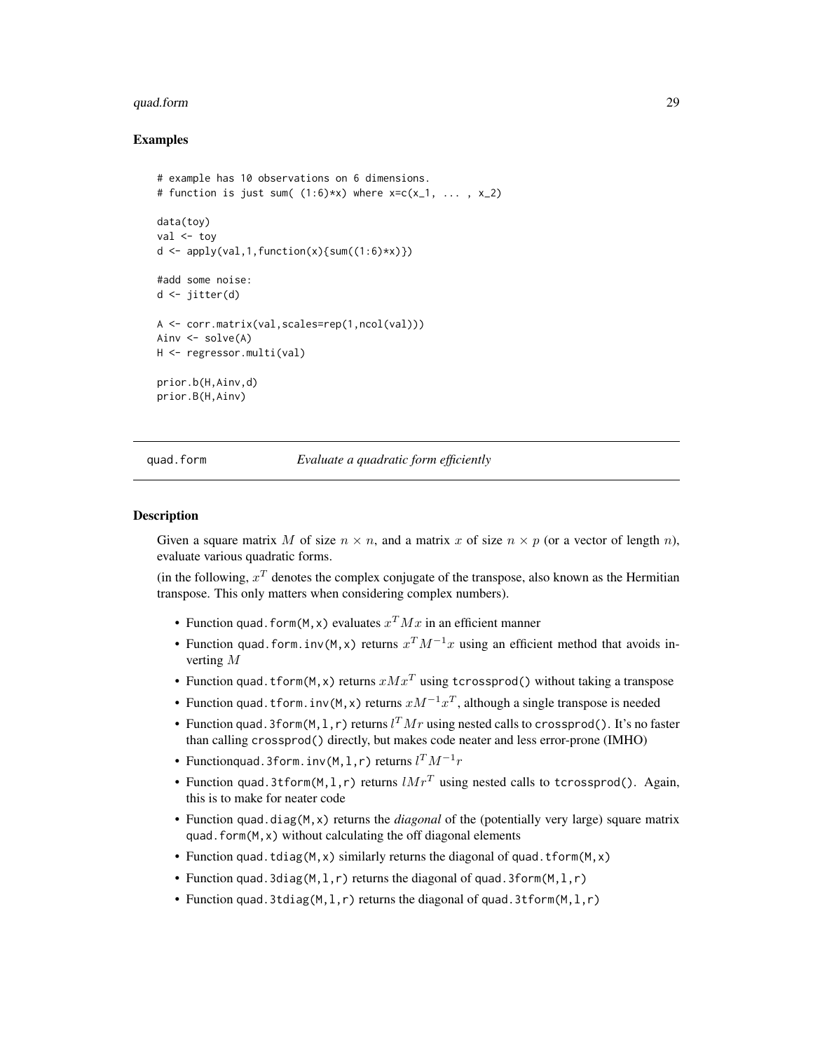## Examples

```
# example has 10 observations on 6 dimensions.
# function is just sum( (1:6)*x) where x=c(x_1, ... , x_2)

data(toy)
val <- toy
d <- apply(val,1,function(x){sum((1:6)*x)})

#add some noise:
d <- jitter(d)

A <- corr.matrix(val,scales=rep(1,ncol(val)))
Ainv <- solve(A)
H <- regressor.multi(val)

prior.b(H,Ainv,d)
prior.B(H,Ainv)
```

---

# quad.form — *Evaluate a quadratic form efficiently*

## Description

Given a square matrix $M$ of size $n \times n$, and a matrix $x$ of size $n \times p$ (or a vector of length $n$), evaluate various quadratic forms.

(in the following, $x^T$ denotes the complex conjugate of the transpose, also known as the Hermitian transpose. This only matters when considering complex numbers).

- Function `quad.form(M,x)` evaluates $x^T M x$ in an efficient manner
- Function `quad.form.inv(M,x)` returns $x^T M^{-1} x$ using an efficient method that avoids inverting $M$
- Function `quad.tform(M,x)` returns $x M x^T$ using `tcrossprod()` without taking a transpose
- Function `quad.tform.inv(M,x)` returns $x M^{-1} x^T$, although a single transpose is needed
- Function `quad.3form(M,l,r)` returns $l^T M r$ using nested calls to `crossprod()`. It's no faster than calling `crossprod()` directly, but makes code neater and less error-prone (IMHO)
- Function`quad.3form.inv(M,l,r)` returns $l^T M^{-1} r$
- Function `quad.3tform(M,l,r)` returns $l M r^T$ using nested calls to `tcrossprod()`. Again, this is to make for neater code
- Function `quad.diag(M,x)` returns the *diagonal* of the (potentially very large) square matrix `quad.form(M,x)` without calculating the off diagonal elements
- Function `quad.tdiag(M,x)` similarly returns the diagonal of `quad.tform(M,x)`
- Function `quad.3diag(M,l,r)` returns the diagonal of `quad.3form(M,l,r)`
- Function `quad.3tdiag(M,l,r)` returns the diagonal of `quad.3tform(M,l,r)`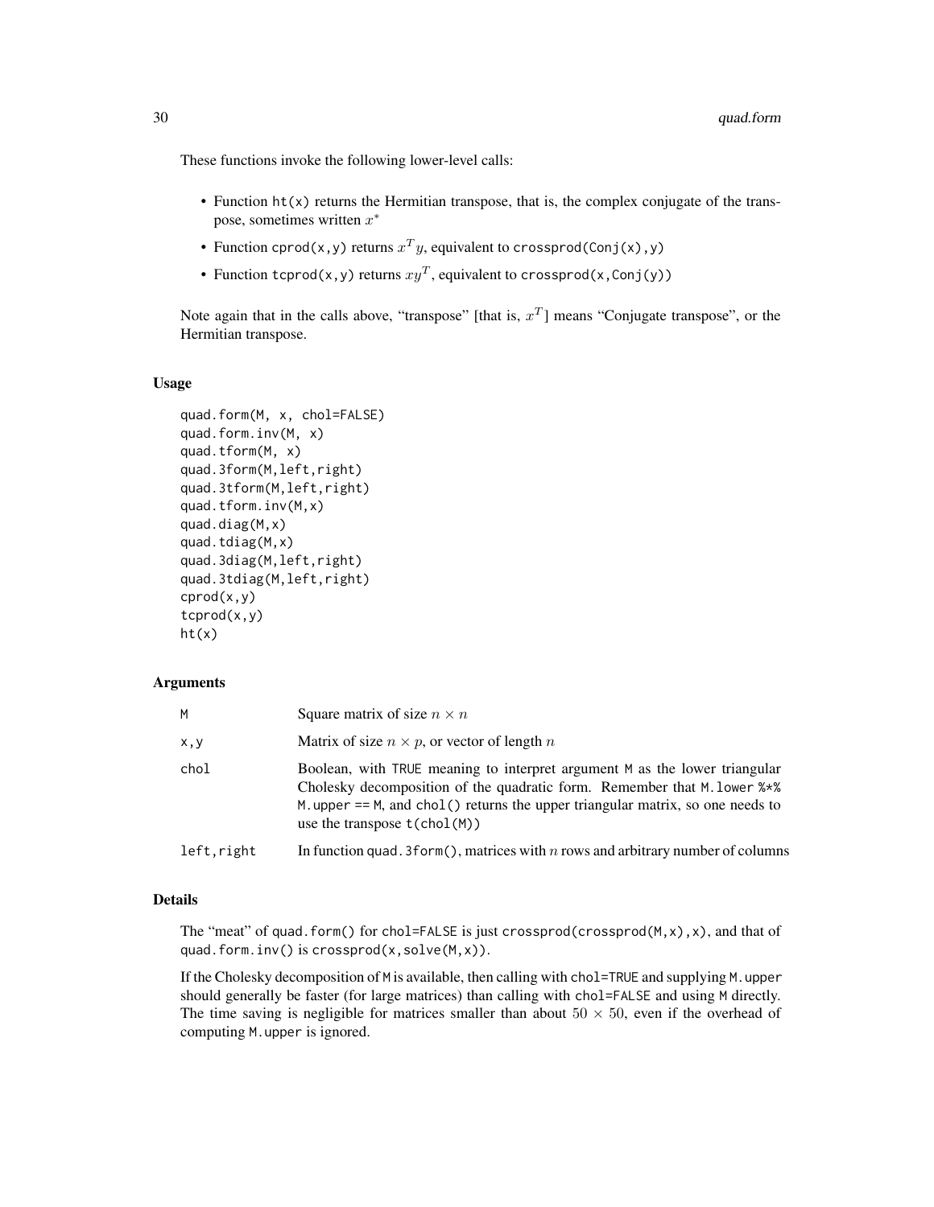These functions invoke the following lower-level calls:

- Function `ht(x)` returns the Hermitian transpose, that is, the complex conjugate of the transpose, sometimes written $x^*$
- Function `cprod(x,y)` returns $x^T y$, equivalent to `crossprod(Conj(x),y)`
- Function `tcprod(x,y)` returns $xy^T$, equivalent to `crossprod(x,Conj(y))`

Note again that in the calls above, "transpose" [that is, $x^T$] means "Conjugate transpose", or the Hermitian transpose.

### Usage

```
quad.form(M, x, chol=FALSE)
quad.form.inv(M, x)
quad.tform(M, x)
quad.3form(M,left,right)
quad.3tform(M,left,right)
quad.tform.inv(M,x)
quad.diag(M,x)
quad.tdiag(M,x)
quad.3diag(M,left,right)
quad.3tdiag(M,left,right)
cprod(x,y)
tcprod(x,y)
ht(x)
```

### Arguments

| | |
|---|---|
| `M` | Square matrix of size $n \times n$ |
| `x,y` | Matrix of size $n \times p$, or vector of length $n$ |
| `chol` | Boolean, with `TRUE` meaning to interpret argument `M` as the lower triangular Cholesky decomposition of the quadratic form. Remember that `M.lower %*% M.upper == M`, and `chol()` returns the upper triangular matrix, so one needs to use the transpose `t(chol(M))` |
| `left,right` | In function `quad.3form()`, matrices with $n$ rows and arbitrary number of columns |

### Details

The "meat" of `quad.form()` for `chol=FALSE` is just `crossprod(crossprod(M,x),x)`, and that of `quad.form.inv()` is `crossprod(x,solve(M,x))`.

If the Cholesky decomposition of `M` is available, then calling with `chol=TRUE` and supplying `M.upper` should generally be faster (for large matrices) than calling with `chol=FALSE` and using `M` directly. The time saving is negligible for matrices smaller than about $50 \times 50$, even if the overhead of computing `M.upper` is ignored.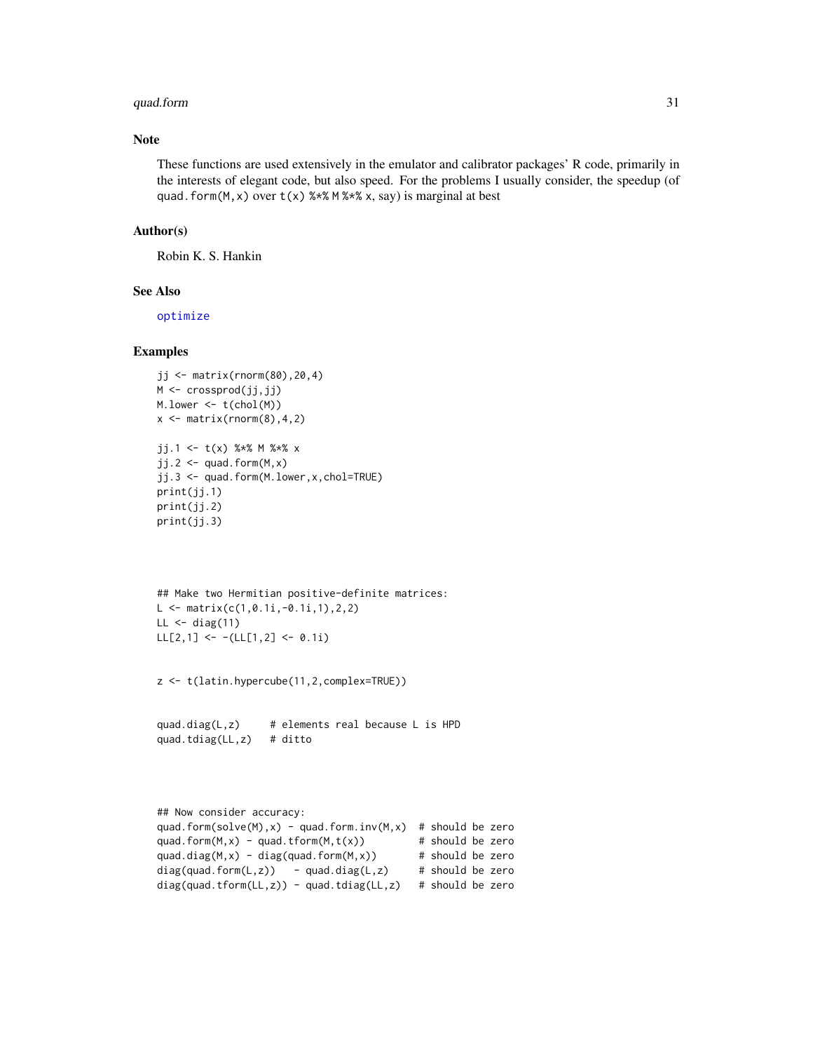## Note

These functions are used extensively in the emulator and calibrator packages' R code, primarily in the interests of elegant code, but also speed. For the problems I usually consider, the speedup (of `quad.form(M,x)` over `t(x) %*% M %*% x`, say) is marginal at best

## Author(s)

Robin K. S. Hankin

## See Also

optimize

## Examples

```
jj <- matrix(rnorm(80),20,4)
M <- crossprod(jj,jj)
M.lower <- t(chol(M))
x <- matrix(rnorm(8),4,2)

jj.1 <- t(x) %*% M %*% x
jj.2 <- quad.form(M,x)
jj.3 <- quad.form(M.lower,x,chol=TRUE)
print(jj.1)
print(jj.2)
print(jj.3)




## Make two Hermitian positive-definite matrices:
L <- matrix(c(1,0.1i,-0.1i,1),2,2)
LL <- diag(11)
LL[2,1] <- -(LL[1,2] <- 0.1i)


z <- t(latin.hypercube(11,2,complex=TRUE))


quad.diag(L,z)     # elements real because L is HPD
quad.tdiag(LL,z)   # ditto




## Now consider accuracy:
quad.form(solve(M),x) - quad.form.inv(M,x)  # should be zero
quad.form(M,x) - quad.tform(M,t(x))         # should be zero
quad.diag(M,x) - diag(quad.form(M,x))       # should be zero
diag(quad.form(L,z))   - quad.diag(L,z)     # should be zero
diag(quad.tform(LL,z)) - quad.tdiag(LL,z)   # should be zero
```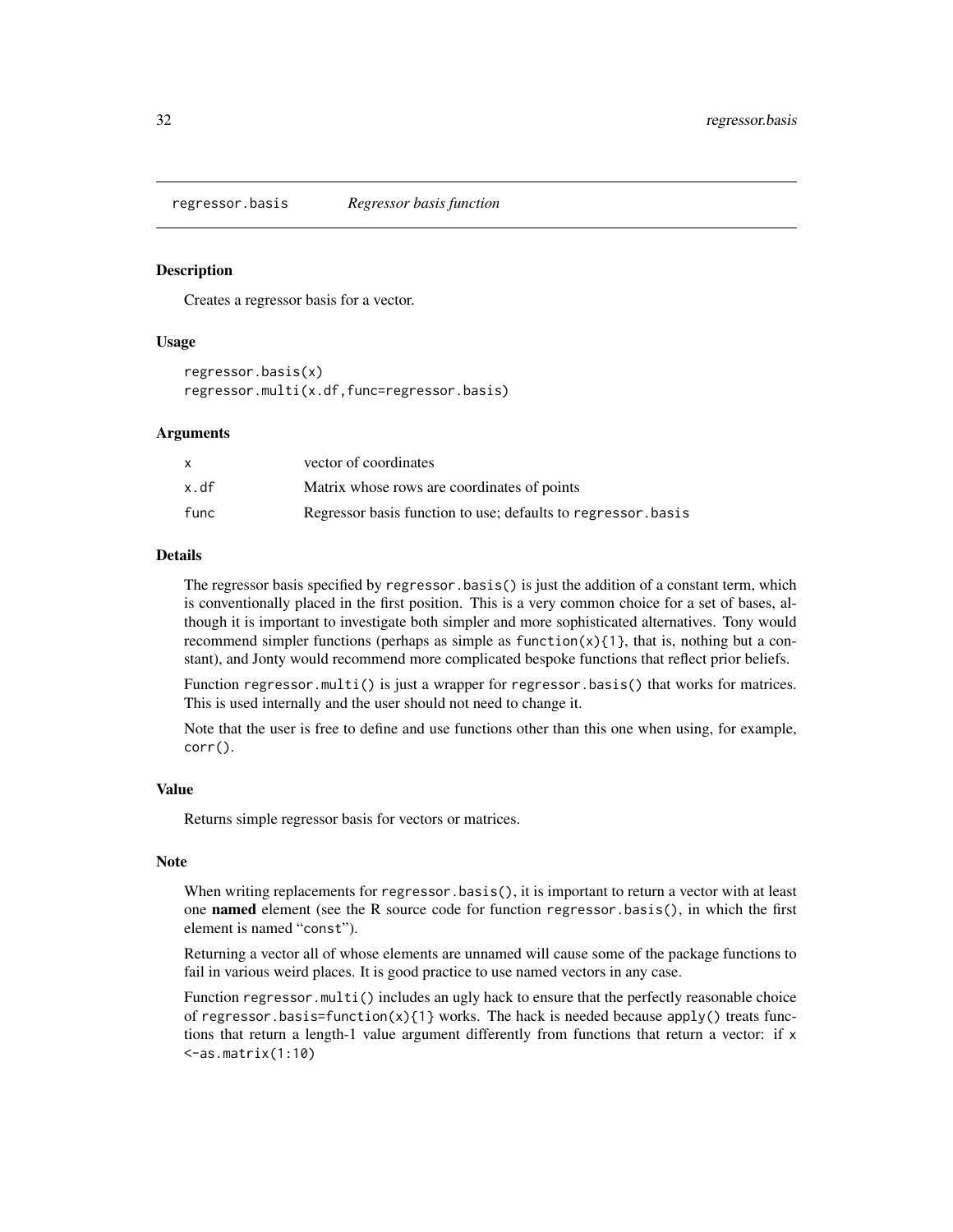# regressor.basis *Regressor basis function*

## Description

Creates a regressor basis for a vector.

## Usage

```
regressor.basis(x)
regressor.multi(x.df,func=regressor.basis)
```

## Arguments

| | |
|---|---|
| x | vector of coordinates |
| x.df | Matrix whose rows are coordinates of points |
| func | Regressor basis function to use; defaults to regressor.basis |

## Details

The regressor basis specified by `regressor.basis()` is just the addition of a constant term, which is conventionally placed in the first position. This is a very common choice for a set of bases, although it is important to investigate both simpler and more sophisticated alternatives. Tony would recommend simpler functions (perhaps as simple as `function(x){1}`, that is, nothing but a constant), and Jonty would recommend more complicated bespoke functions that reflect prior beliefs.

Function `regressor.multi()` is just a wrapper for `regressor.basis()` that works for matrices. This is used internally and the user should not need to change it.

Note that the user is free to define and use functions other than this one when using, for example, `corr()`.

## Value

Returns simple regressor basis for vectors or matrices.

## Note

When writing replacements for `regressor.basis()`, it is important to return a vector with at least one **named** element (see the R source code for function `regressor.basis()`, in which the first element is named "`const`").

Returning a vector all of whose elements are unnamed will cause some of the package functions to fail in various weird places. It is good practice to use named vectors in any case.

Function `regressor.multi()` includes an ugly hack to ensure that the perfectly reasonable choice of `regressor.basis=function(x){1}` works. The hack is needed because `apply()` treats functions that return a length-1 value argument differently from functions that return a vector: if `x <-as.matrix(1:10)`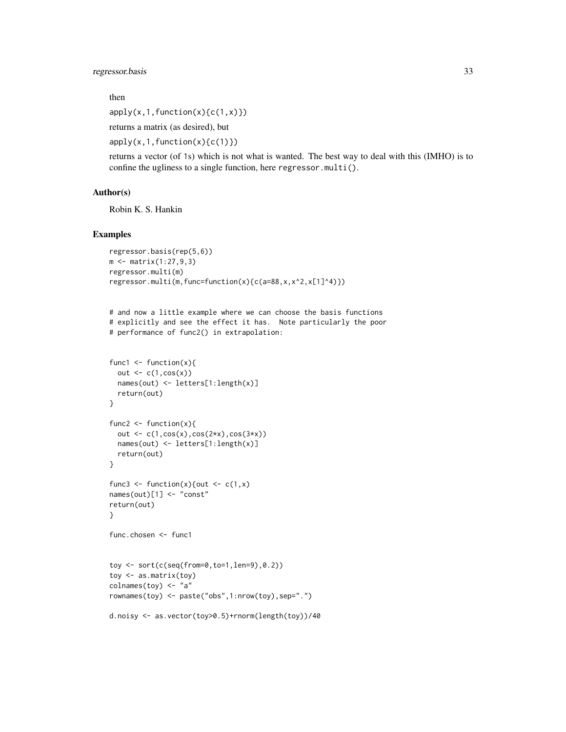then

`apply(x,1,function(x){c(1,x)})`

returns a matrix (as desired), but

`apply(x,1,function(x){c(1)})`

returns a vector (of 1s) which is not what is wanted. The best way to deal with this (IMHO) is to confine the ugliness to a single function, here `regressor.multi()`.

## Author(s)

Robin K. S. Hankin

## Examples

```
regressor.basis(rep(5,6))
m <- matrix(1:27,9,3)
regressor.multi(m)
regressor.multi(m,func=function(x){c(a=88,x,x^2,x[1]^4)})


# and now a little example where we can choose the basis functions
# explicitly and see the effect it has.  Note particularly the poor
# performance of func2() in extrapolation:


func1 <- function(x){
  out <- c(1,cos(x))
  names(out) <- letters[1:length(x)]
  return(out)
}

func2 <- function(x){
  out <- c(1,cos(x),cos(2*x),cos(3*x))
  names(out) <- letters[1:length(x)]
  return(out)
}

func3 <- function(x){out <- c(1,x)
names(out)[1] <- "const"
return(out)
}

func.chosen <- func1


toy <- sort(c(seq(from=0,to=1,len=9),0.2))
toy <- as.matrix(toy)
colnames(toy) <- "a"
rownames(toy) <- paste("obs",1:nrow(toy),sep=".")

d.noisy <- as.vector(toy>0.5)+rnorm(length(toy))/40
```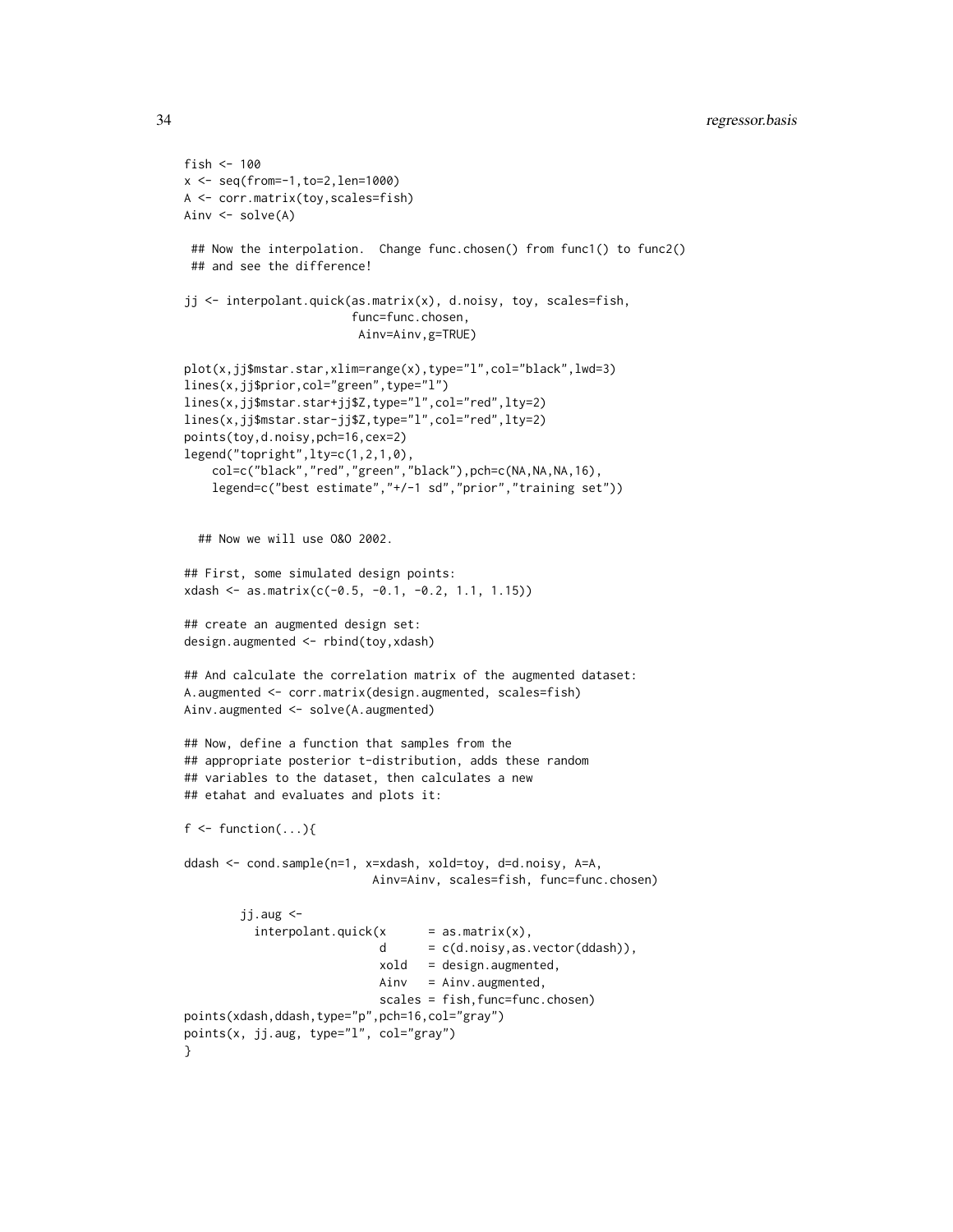```
fish <- 100
x <- seq(from=-1,to=2,len=1000)
A <- corr.matrix(toy,scales=fish)
Ainv <- solve(A)

 ## Now the interpolation.  Change func.chosen() from func1() to func2()
 ## and see the difference!

jj <- interpolant.quick(as.matrix(x), d.noisy, toy, scales=fish,
                        func=func.chosen,
                         Ainv=Ainv,g=TRUE)

plot(x,jj$mstar.star,xlim=range(x),type="l",col="black",lwd=3)
lines(x,jj$prior,col="green",type="l")
lines(x,jj$mstar.star+jj$Z,type="l",col="red",lty=2)
lines(x,jj$mstar.star-jj$Z,type="l",col="red",lty=2)
points(toy,d.noisy,pch=16,cex=2)
legend("topright",lty=c(1,2,1,0),
    col=c("black","red","green","black"),pch=c(NA,NA,NA,16),
    legend=c("best estimate","+/-1 sd","prior","training set"))


  ## Now we will use O&O 2002.

## First, some simulated design points:
xdash <- as.matrix(c(-0.5, -0.1, -0.2, 1.1, 1.15))

## create an augmented design set:
design.augmented <- rbind(toy,xdash)

## And calculate the correlation matrix of the augmented dataset:
A.augmented <- corr.matrix(design.augmented, scales=fish)
Ainv.augmented <- solve(A.augmented)

## Now, define a function that samples from the
## appropriate posterior t-distribution, adds these random
## variables to the dataset, then calculates a new
## etahat and evaluates and plots it:

f <- function(...){

ddash <- cond.sample(n=1, x=xdash, xold=toy, d=d.noisy, A=A,
                         Ainv=Ainv, scales=fish, func=func.chosen)

        jj.aug <-
          interpolant.quick(x      = as.matrix(x),
                            d      = c(d.noisy,as.vector(ddash)),
                            xold   = design.augmented,
                            Ainv   = Ainv.augmented,
                            scales = fish,func=func.chosen)
points(xdash,ddash,type="p",pch=16,col="gray")
points(x, jj.aug, type="l", col="gray")
}
```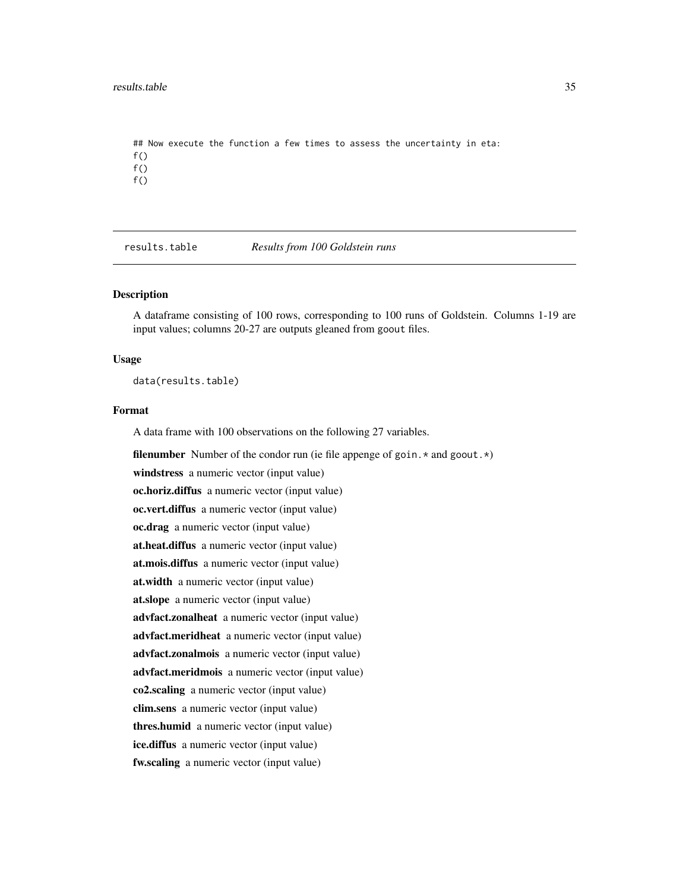```
## Now execute the function a few times to assess the uncertainty in eta:
f()
f()
f()
```

## results.table — *Results from 100 Goldstein runs*

### Description

A dataframe consisting of 100 rows, corresponding to 100 runs of Goldstein. Columns 1-19 are input values; columns 20-27 are outputs gleaned from goout files.

### Usage

```
data(results.table)
```

### Format

A data frame with 100 observations on the following 27 variables.

**filenumber** Number of the condor run (ie file appenge of goin.* and goout.*)

**windstress** a numeric vector (input value)

**oc.horiz.diffus** a numeric vector (input value)

**oc.vert.diffus** a numeric vector (input value)

**oc.drag** a numeric vector (input value)

**at.heat.diffus** a numeric vector (input value)

**at.mois.diffus** a numeric vector (input value)

**at.width** a numeric vector (input value)

**at.slope** a numeric vector (input value)

**advfact.zonalheat** a numeric vector (input value)

**advfact.meridheat** a numeric vector (input value)

**advfact.zonalmois** a numeric vector (input value)

**advfact.meridmois** a numeric vector (input value)

**co2.scaling** a numeric vector (input value)

**clim.sens** a numeric vector (input value)

**thres.humid** a numeric vector (input value)

**ice.diffus** a numeric vector (input value)

**fw.scaling** a numeric vector (input value)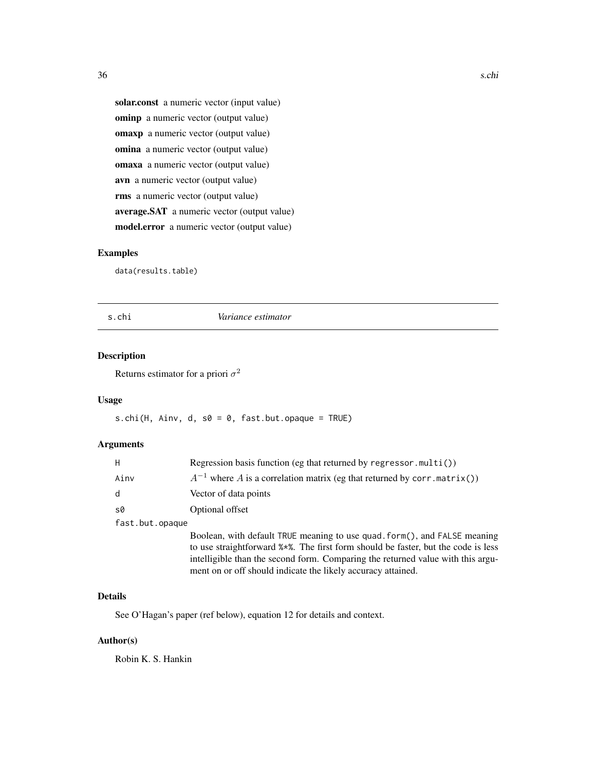**solar.const** a numeric vector (input value)

**ominp** a numeric vector (output value)

**omaxp** a numeric vector (output value)

**omina** a numeric vector (output value)

**omaxa** a numeric vector (output value)

**avn** a numeric vector (output value)

**rms** a numeric vector (output value)

**average.SAT** a numeric vector (output value)

**model.error** a numeric vector (output value)

## Examples

```
data(results.table)
```

---

## s.chi — *Variance estimator*

---

### Description

Returns estimator for a priori $\sigma^2$

### Usage

```
s.chi(H, Ainv, d, s0 = 0, fast.but.opaque = TRUE)
```

### Arguments

| Argument | Description |
| --- | --- |
| H | Regression basis function (eg that returned by `regressor.multi()`) |
| Ainv | $A^{-1}$ where $A$ is a correlation matrix (eg that returned by `corr.matrix()`) |
| d | Vector of data points |
| s0 | Optional offset |
| fast.but.opaque | Boolean, with default `TRUE` meaning to use `quad.form()`, and `FALSE` meaning to use straightforward `%*%`. The first form should be faster, but the code is less intelligible than the second form. Comparing the returned value with this argument on or off should indicate the likely accuracy attained. |

### Details

See O'Hagan's paper (ref below), equation 12 for details and context.

### Author(s)

Robin K. S. Hankin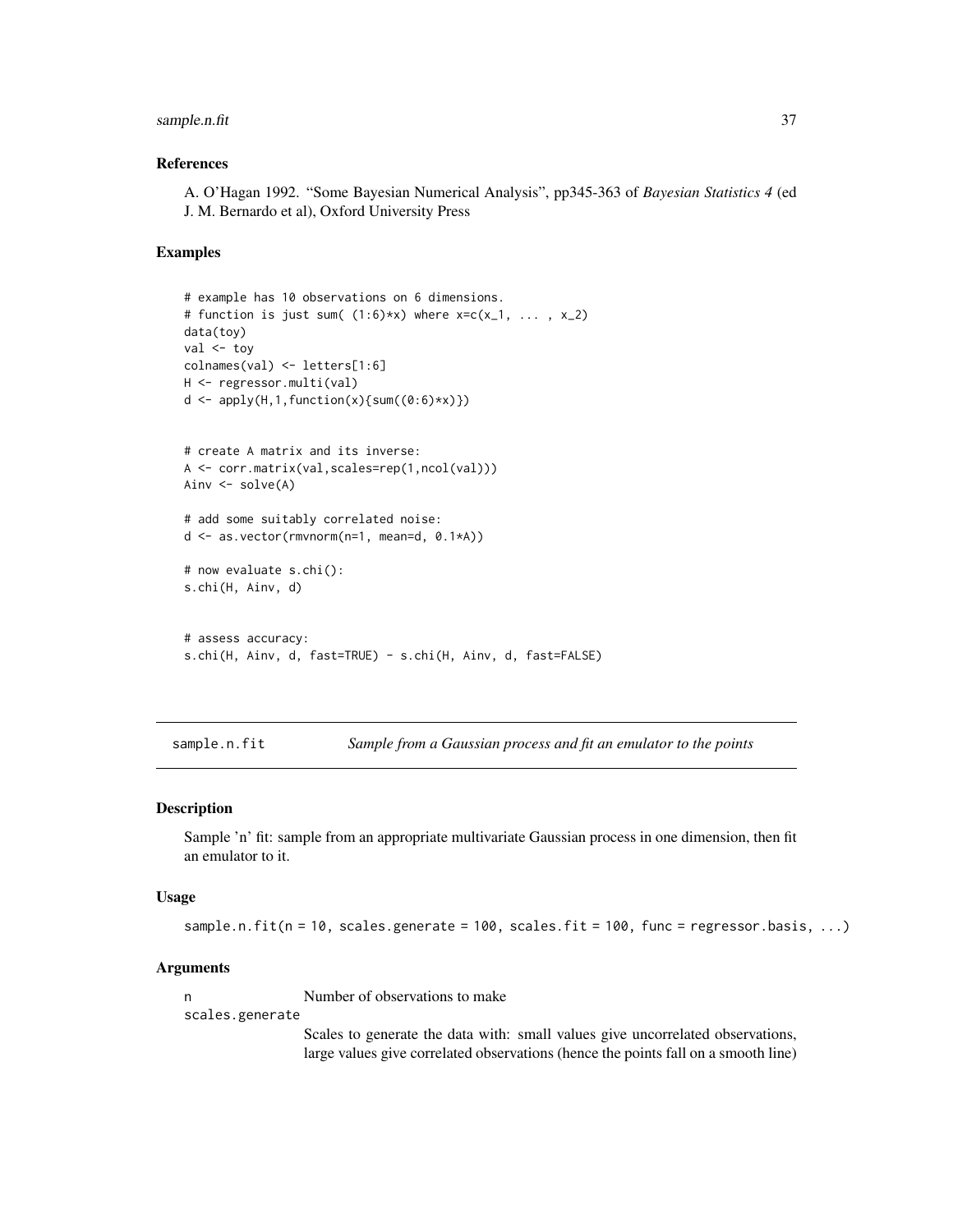### References

A. O'Hagan 1992. "Some Bayesian Numerical Analysis", pp345-363 of *Bayesian Statistics 4* (ed J. M. Bernardo et al), Oxford University Press

### Examples

```
# example has 10 observations on 6 dimensions.
# function is just sum( (1:6)*x) where x=c(x_1, ... , x_2)
data(toy)
val <- toy
colnames(val) <- letters[1:6]
H <- regressor.multi(val)
d <- apply(H,1,function(x){sum((0:6)*x)})


# create A matrix and its inverse:
A <- corr.matrix(val,scales=rep(1,ncol(val)))
Ainv <- solve(A)

# add some suitably correlated noise:
d <- as.vector(rmvnorm(n=1, mean=d, 0.1*A))

# now evaluate s.chi():
s.chi(H, Ainv, d)


# assess accuracy:
s.chi(H, Ainv, d, fast=TRUE) - s.chi(H, Ainv, d, fast=FALSE)
```

---

## sample.n.fit — *Sample from a Gaussian process and fit an emulator to the points*

---

### Description

Sample 'n' fit: sample from an appropriate multivariate Gaussian process in one dimension, then fit an emulator to it.

### Usage

```
sample.n.fit(n = 10, scales.generate = 100, scales.fit = 100, func = regressor.basis, ...)
```

### Arguments

| | |
|---|---|
| n | Number of observations to make |
| scales.generate | Scales to generate the data with: small values give uncorrelated observations, large values give correlated observations (hence the points fall on a smooth line) |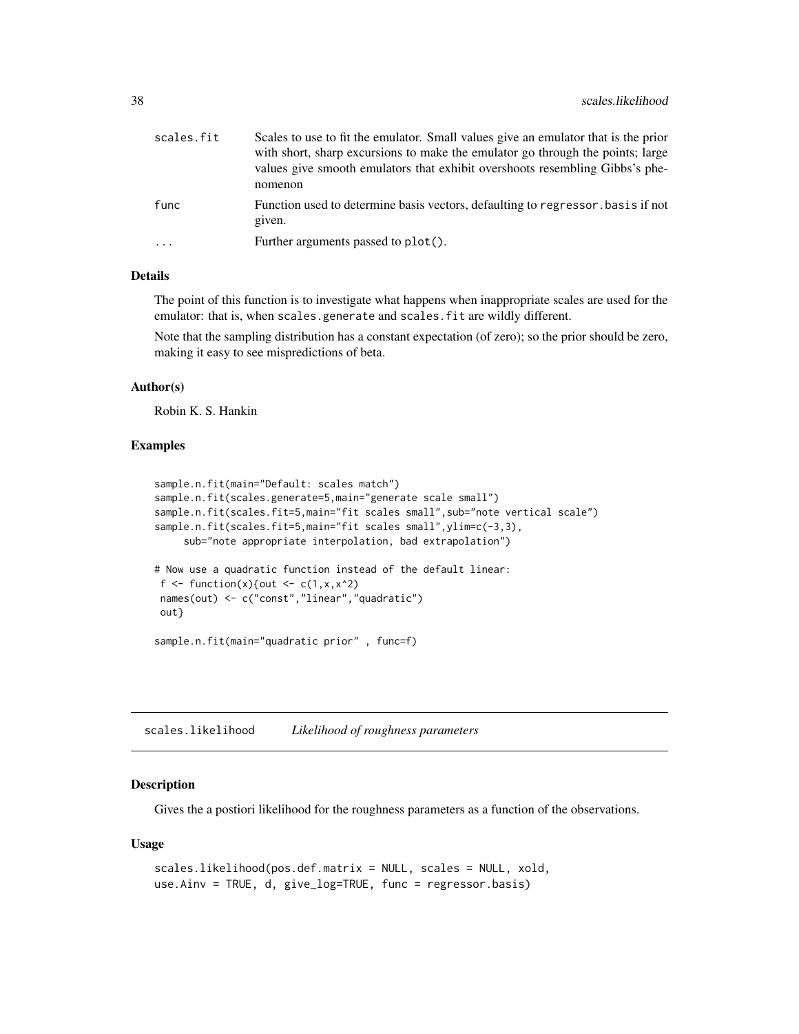| | |
|---|---|
| `scales.fit` | Scales to use to fit the emulator. Small values give an emulator that is the prior with short, sharp excursions to make the emulator go through the points; large values give smooth emulators that exhibit overshoots resembling Gibbs's phenomenon |
| `func` | Function used to determine basis vectors, defaulting to `regressor.basis` if not given. |
| `...` | Further arguments passed to `plot()`. |

### Details

The point of this function is to investigate what happens when inappropriate scales are used for the emulator: that is, when `scales.generate` and `scales.fit` are wildly different.

Note that the sampling distribution has a constant expectation (of zero); so the prior should be zero, making it easy to see mispredictions of beta.

### Author(s)

Robin K. S. Hankin

### Examples

```
sample.n.fit(main="Default: scales match")
sample.n.fit(scales.generate=5,main="generate scale small")
sample.n.fit(scales.fit=5,main="fit scales small",sub="note vertical scale")
sample.n.fit(scales.fit=5,main="fit scales small",ylim=c(-3,3),
     sub="note appropriate interpolation, bad extrapolation")

# Now use a quadratic function instead of the default linear:
 f <- function(x){out <- c(1,x,x^2)
 names(out) <- c("const","linear","quadratic")
 out}

sample.n.fit(main="quadratic prior" , func=f)
```

---

## scales.likelihood    *Likelihood of roughness parameters*

### Description

Gives the a postiori likelihood for the roughness parameters as a function of the observations.

### Usage

```
scales.likelihood(pos.def.matrix = NULL, scales = NULL, xold,
use.Ainv = TRUE, d, give_log=TRUE, func = regressor.basis)
```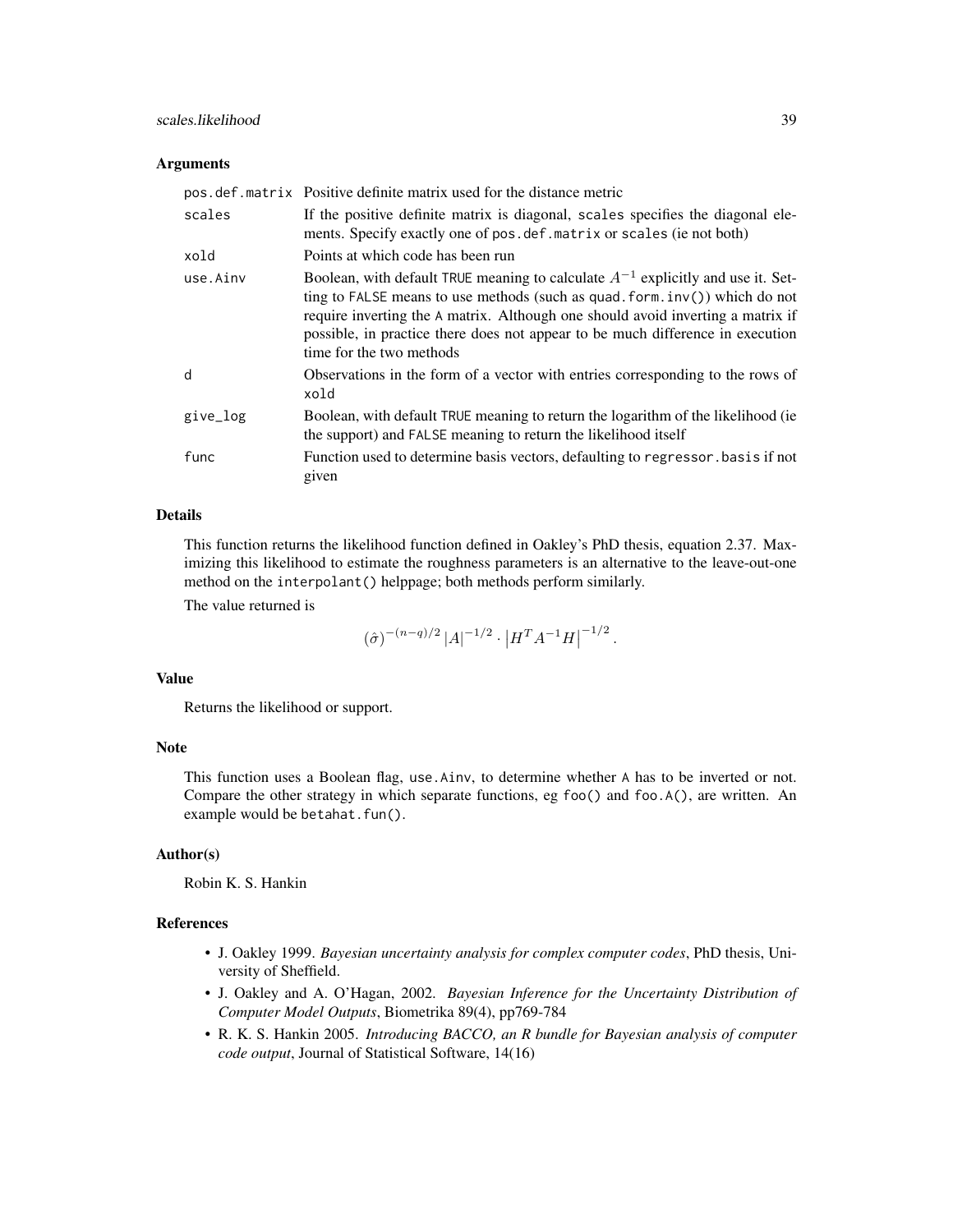## Arguments

| | |
|---|---|
| pos.def.matrix | Positive definite matrix used for the distance metric |
| scales | If the positive definite matrix is diagonal, scales specifies the diagonal elements. Specify exactly one of pos.def.matrix or scales (ie not both) |
| xold | Points at which code has been run |
| use.Ainv | Boolean, with default TRUE meaning to calculate $A^{-1}$ explicitly and use it. Setting to FALSE means to use methods (such as quad.form.inv()) which do not require inverting the A matrix. Although one should avoid inverting a matrix if possible, in practice there does not appear to be much difference in execution time for the two methods |
| d | Observations in the form of a vector with entries corresponding to the rows of xold |
| give_log | Boolean, with default TRUE meaning to return the logarithm of the likelihood (ie the support) and FALSE meaning to return the likelihood itself |
| func | Function used to determine basis vectors, defaulting to regressor.basis if not given |

## Details

This function returns the likelihood function defined in Oakley's PhD thesis, equation 2.37. Maximizing this likelihood to estimate the roughness parameters is an alternative to the leave-out-one method on the interpolant() helppage; both methods perform similarly.

The value returned is

$$(\hat{\sigma})^{-(n-q)/2} |A|^{-1/2} \cdot \left|H^T A^{-1} H\right|^{-1/2}.$$

## Value

Returns the likelihood or support.

## Note

This function uses a Boolean flag, use.Ainv, to determine whether A has to be inverted or not. Compare the other strategy in which separate functions, eg foo() and foo.A(), are written. An example would be betahat.fun().

## Author(s)

Robin K. S. Hankin

## References

- J. Oakley 1999. *Bayesian uncertainty analysis for complex computer codes*, PhD thesis, University of Sheffield.
- J. Oakley and A. O'Hagan, 2002. *Bayesian Inference for the Uncertainty Distribution of Computer Model Outputs*, Biometrika 89(4), pp769-784
- R. K. S. Hankin 2005. *Introducing BACCO, an R bundle for Bayesian analysis of computer code output*, Journal of Statistical Software, 14(16)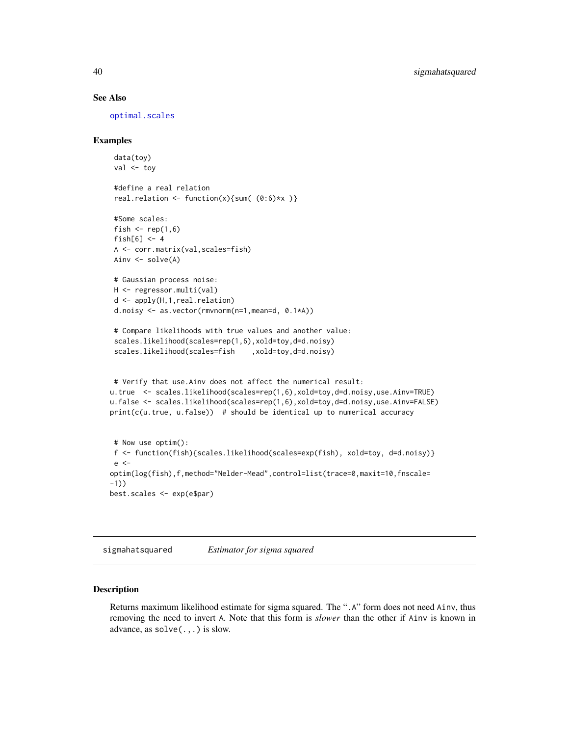## See Also

`optimal.scales`

## Examples

```
 data(toy)
 val <- toy

 #define a real relation
 real.relation <- function(x){sum( (0:6)*x )}

 #Some scales:
 fish <- rep(1,6)
 fish[6] <- 4
 A <- corr.matrix(val,scales=fish)
 Ainv <- solve(A)

 # Gaussian process noise:
 H <- regressor.multi(val)
 d <- apply(H,1,real.relation)
 d.noisy <- as.vector(rmvnorm(n=1,mean=d, 0.1*A))

 # Compare likelihoods with true values and another value:
 scales.likelihood(scales=rep(1,6),xold=toy,d=d.noisy)
 scales.likelihood(scales=fish    ,xold=toy,d=d.noisy)


 # Verify that use.Ainv does not affect the numerical result:
u.true  <- scales.likelihood(scales=rep(1,6),xold=toy,d=d.noisy,use.Ainv=TRUE)
u.false <- scales.likelihood(scales=rep(1,6),xold=toy,d=d.noisy,use.Ainv=FALSE)
print(c(u.true, u.false))  # should be identical up to numerical accuracy


 # Now use optim():
 f <- function(fish){scales.likelihood(scales=exp(fish), xold=toy, d=d.noisy)}
 e <-
optim(log(fish),f,method="Nelder-Mead",control=list(trace=0,maxit=10,fnscale=
-1))
best.scales <- exp(e$par)
```

---

# sigmahatsquared *Estimator for sigma squared*

## Description

Returns maximum likelihood estimate for sigma squared. The ".A" form does not need `Ainv`, thus removing the need to invert `A`. Note that this form is *slower* than the other if `Ainv` is known in advance, as `solve(.,.)` is slow.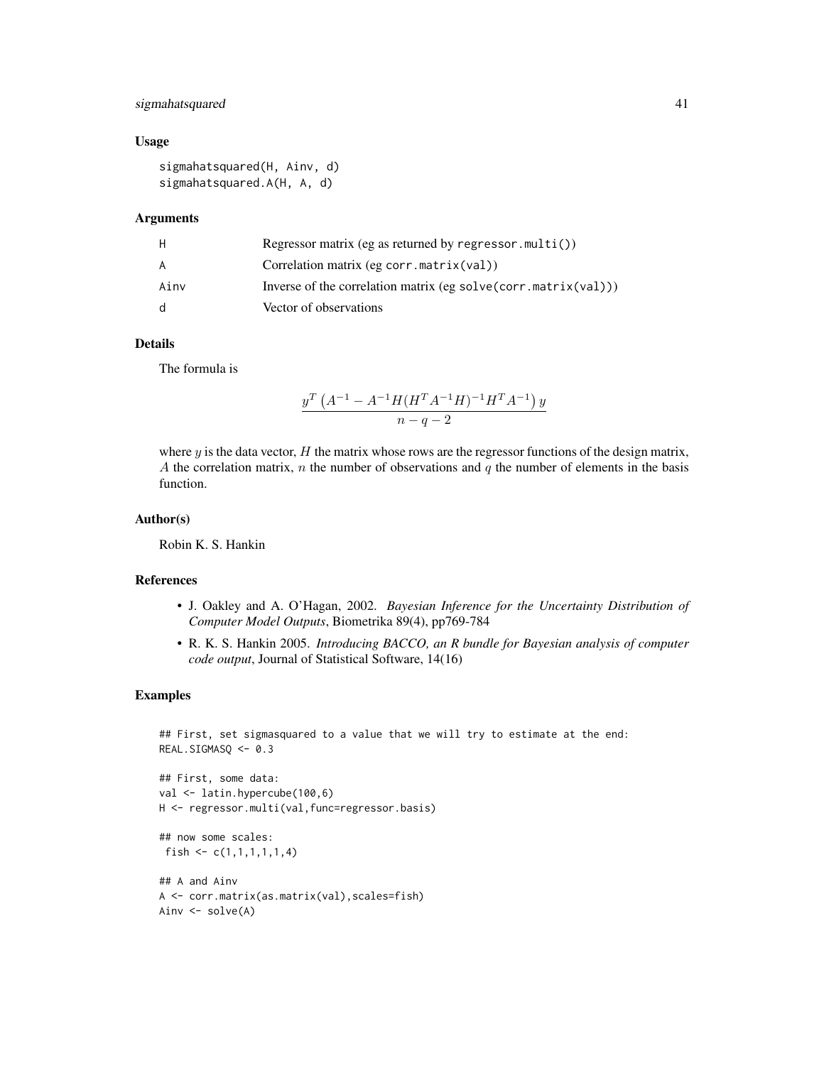### Usage

```
sigmahatsquared(H, Ainv, d)
sigmahatsquared.A(H, A, d)
```

### Arguments

| | |
|---|---|
| H | Regressor matrix (eg as returned by `regressor.multi()`) |
| A | Correlation matrix (eg `corr.matrix(val)`) |
| Ainv | Inverse of the correlation matrix (eg `solve(corr.matrix(val))`) |
| d | Vector of observations |

### Details

The formula is

$$\frac{y^T \left(A^{-1} - A^{-1}H(H^TA^{-1}H)^{-1}H^TA^{-1}\right)y}{n-q-2}$$

where $y$ is the data vector, $H$ the matrix whose rows are the regressor functions of the design matrix, $A$ the correlation matrix, $n$ the number of observations and $q$ the number of elements in the basis function.

### Author(s)

Robin K. S. Hankin

### References

- J. Oakley and A. O'Hagan, 2002. *Bayesian Inference for the Uncertainty Distribution of Computer Model Outputs*, Biometrika 89(4), pp769-784
- R. K. S. Hankin 2005. *Introducing BACCO, an R bundle for Bayesian analysis of computer code output*, Journal of Statistical Software, 14(16)

### Examples

```
## First, set sigmasquared to a value that we will try to estimate at the end:
REAL.SIGMASQ <- 0.3

## First, some data:
val <- latin.hypercube(100,6)
H <- regressor.multi(val,func=regressor.basis)

## now some scales:
 fish <- c(1,1,1,1,1,4)

## A and Ainv
A <- corr.matrix(as.matrix(val),scales=fish)
Ainv <- solve(A)
```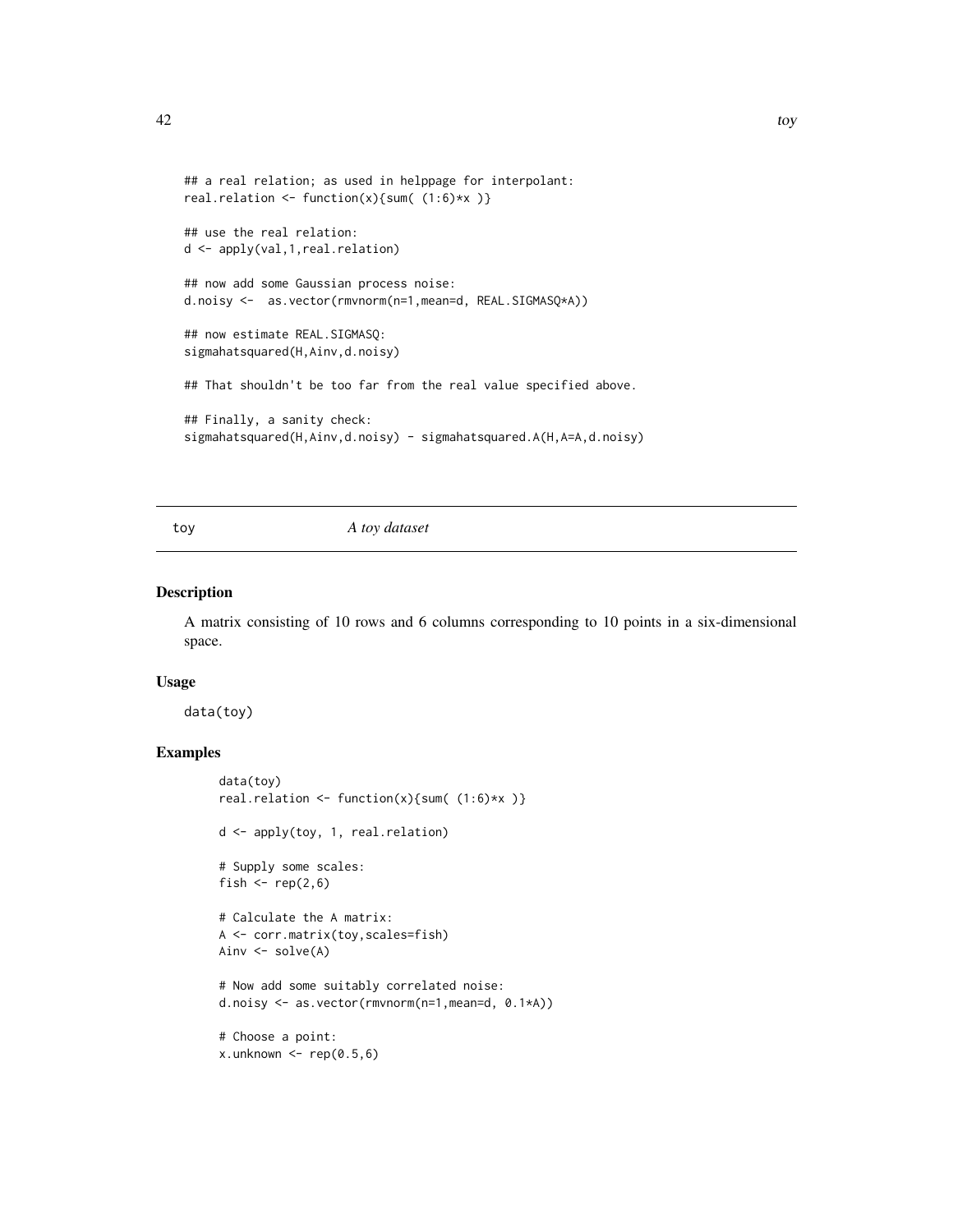```
## a real relation; as used in helppage for interpolant:
real.relation <- function(x){sum( (1:6)*x )}

## use the real relation:
d <- apply(val,1,real.relation)

## now add some Gaussian process noise:
d.noisy <-  as.vector(rmvnorm(n=1,mean=d, REAL.SIGMASQ*A))

## now estimate REAL.SIGMASQ:
sigmahatsquared(H,Ainv,d.noisy)

## That shouldn't be too far from the real value specified above.

## Finally, a sanity check:
sigmahatsquared(H,Ainv,d.noisy) - sigmahatsquared.A(H,A=A,d.noisy)
```

## toy — *A toy dataset*

### Description

A matrix consisting of 10 rows and 6 columns corresponding to 10 points in a six-dimensional space.

### Usage

```
data(toy)
```

### Examples

```
data(toy)
real.relation <- function(x){sum( (1:6)*x )}

d <- apply(toy, 1, real.relation)

# Supply some scales:
fish <- rep(2,6)

# Calculate the A matrix:
A <- corr.matrix(toy,scales=fish)
Ainv <- solve(A)

# Now add some suitably correlated noise:
d.noisy <- as.vector(rmvnorm(n=1,mean=d, 0.1*A))

# Choose a point:
x.unknown <- rep(0.5,6)
```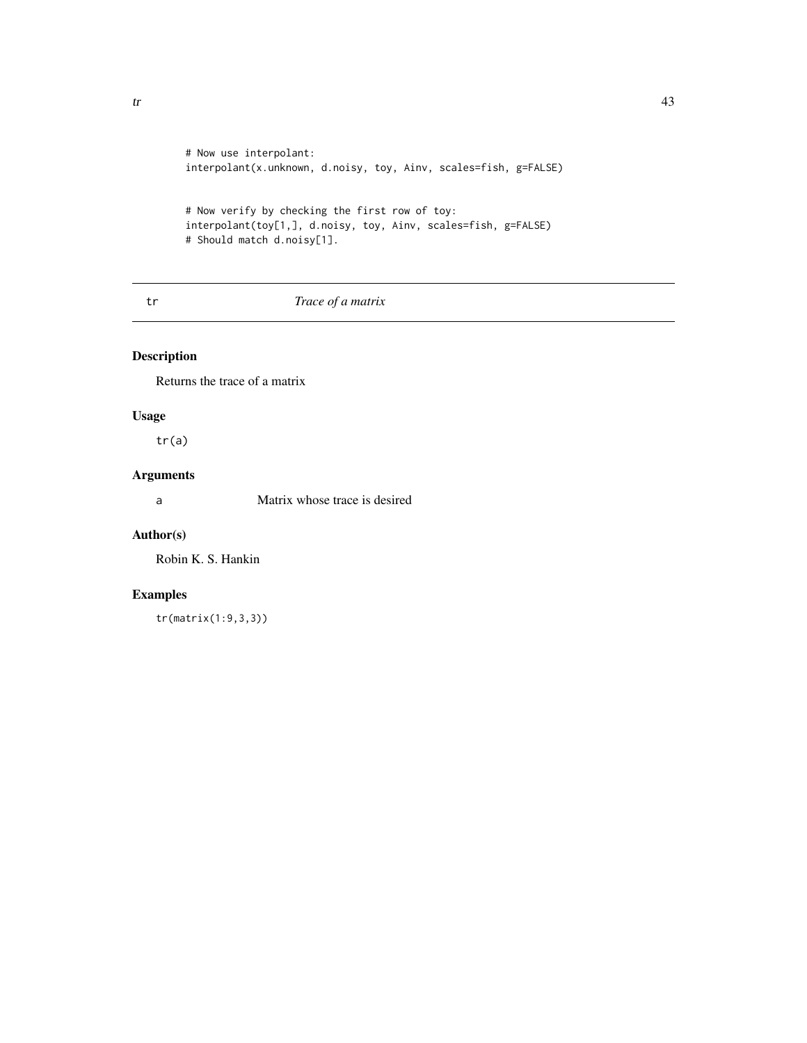```
# Now use interpolant:
interpolant(x.unknown, d.noisy, toy, Ainv, scales=fish, g=FALSE)


# Now verify by checking the first row of toy:
interpolant(toy[1,], d.noisy, toy, Ainv, scales=fish, g=FALSE)
# Should match d.noisy[1].
```

---

## tr *Trace of a matrix*

---

### Description

Returns the trace of a matrix

### Usage

```
tr(a)
```

### Arguments

| | |
|---|---|
| a | Matrix whose trace is desired |

### Author(s)

Robin K. S. Hankin

### Examples

```
tr(matrix(1:9,3,3))
```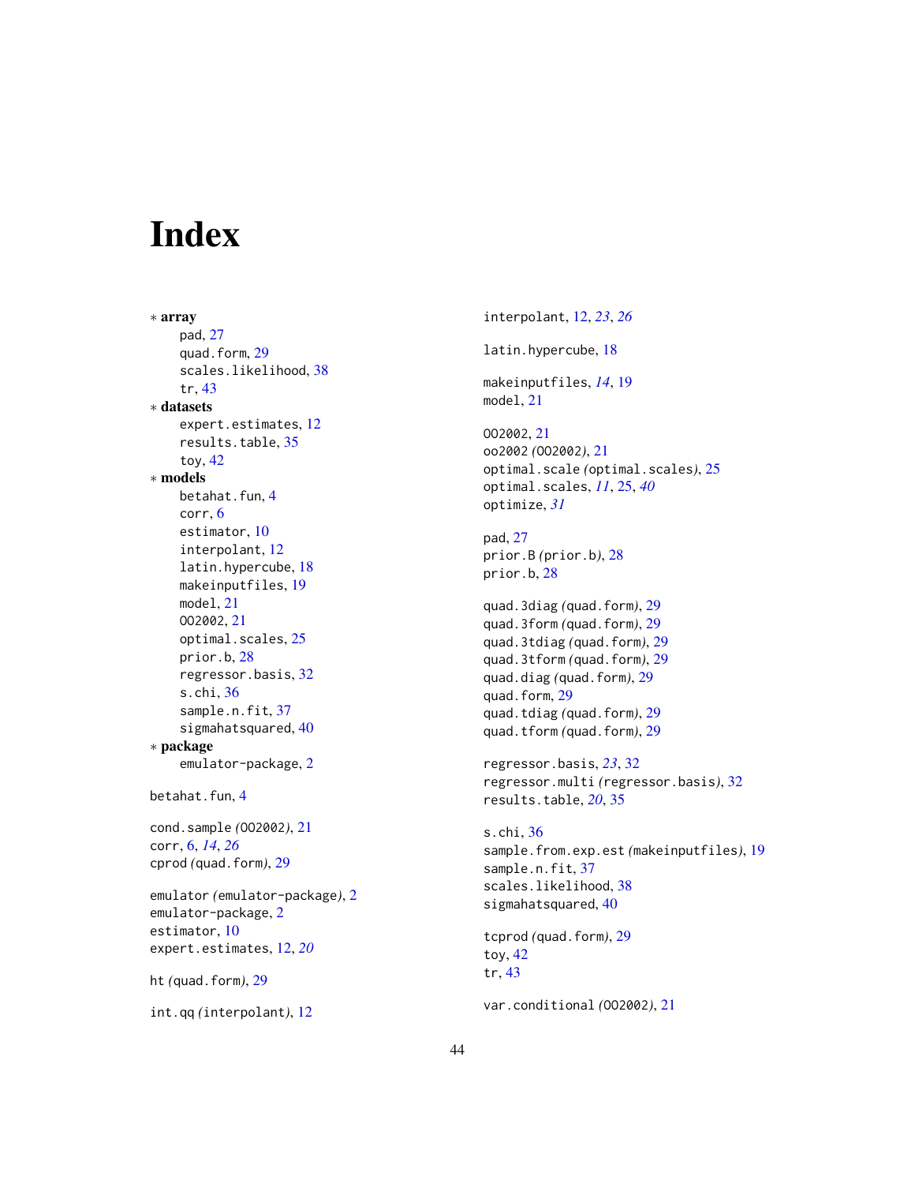# Index

∗ **array**
- pad, 27
- quad.form, 29
- scales.likelihood, 38
- tr, 43

∗ **datasets**
- expert.estimates, 12
- results.table, 35
- toy, 42

∗ **models**
- betahat.fun, 4
- corr, 6
- estimator, 10
- interpolant, 12
- latin.hypercube, 18
- makeinputfiles, 19
- model, 21
- OO2002, 21
- optimal.scales, 25
- prior.b, 28
- regressor.basis, 32
- s.chi, 36
- sample.n.fit, 37
- sigmahatsquared, 40

∗ **package**
- emulator-package, 2

betahat.fun, 4

cond.sample *(*OO2002*)*, 21
corr, 6, *14*, *26*
cprod *(*quad.form*)*, 29

emulator *(*emulator-package*)*, 2
emulator-package, 2
estimator, 10
expert.estimates, 12, *20*

ht *(*quad.form*)*, 29

int.qq *(*interpolant*)*, 12

interpolant, 12, *23*, *26*

latin.hypercube, 18

makeinputfiles, *14*, 19
model, 21

OO2002, 21
oo2002 *(*OO2002*)*, 21
optimal.scale *(*optimal.scales*)*, 25
optimal.scales, *11*, 25, *40*
optimize, *31*

pad, 27
prior.B *(*prior.b*)*, 28
prior.b, 28

quad.3diag *(*quad.form*)*, 29
quad.3form *(*quad.form*)*, 29
quad.3tdiag *(*quad.form*)*, 29
quad.3tform *(*quad.form*)*, 29
quad.diag *(*quad.form*)*, 29
quad.form, 29
quad.tdiag *(*quad.form*)*, 29
quad.tform *(*quad.form*)*, 29

regressor.basis, *23*, 32
regressor.multi *(*regressor.basis*)*, 32
results.table, *20*, 35

s.chi, 36
sample.from.exp.est *(*makeinputfiles*)*, 19
sample.n.fit, 37
scales.likelihood, 38
sigmahatsquared, 40

tcprod *(*quad.form*)*, 29
toy, 42
tr, 43

var.conditional *(*OO2002*)*, 21